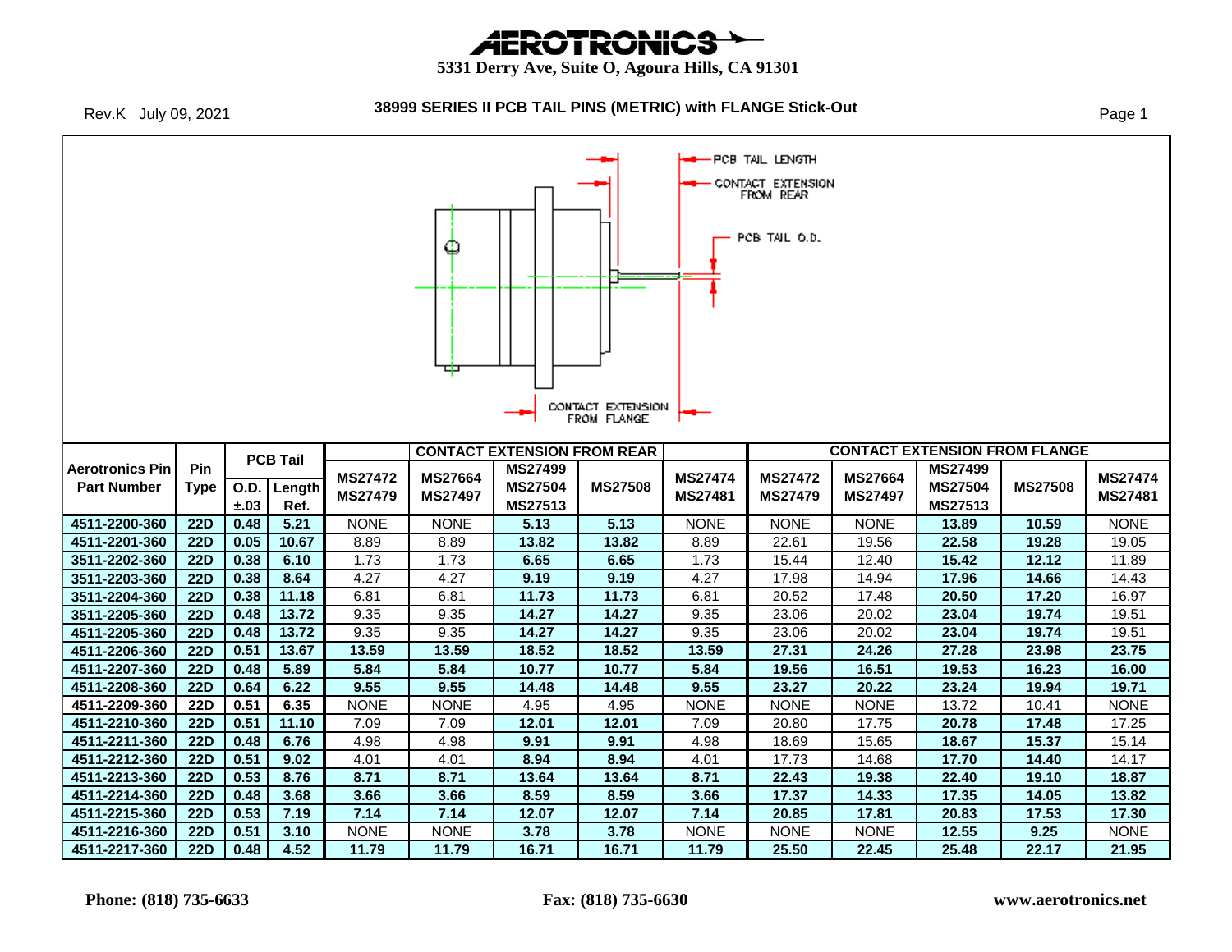# AEROTRONICS

**5331 Derry Ave, Suite O, Agoura Hills, CA 91301**

Rev.K July 09, 2021

**38999 SERIES II PCB TAIL PINS (METRIC) with FLANGE Stick-Out**

PCB TAIL LENGTH

CONTACT EXTENSION FROM REAR

PCB TAIL O.D.

CONTACT EXTENSION FROM FLANGE

| Aerotronics Pin Part Number | Pin Type | PCB Tail | | CONTACT EXTENSION FROM REAR | | | | | CONTACT EXTENSION FROM FLANGE | | | | |
|---|---|---|---|---|---|---|---|---|---|---|---|---|---|
| | | O.D. ±.03 | Length Ref. | MS27472 MS27479 | MS27664 MS27497 | MS27499 MS27504 MS27513 | MS27508 | MS27474 MS27481 | MS27472 MS27479 | MS27664 MS27497 | MS27499 MS27504 MS27513 | MS27508 | MS27474 MS27481 |
| 4511-2200-360 | 22D | 0.48 | 5.21 | NONE | NONE | 5.13 | 5.13 | NONE | NONE | NONE | 13.89 | 10.59 | NONE |
| 4511-2201-360 | 22D | 0.05 | 10.67 | 8.89 | 8.89 | 13.82 | 13.82 | 8.89 | 22.61 | 19.56 | 22.58 | 19.28 | 19.05 |
| 3511-2202-360 | 22D | 0.38 | 6.10 | 1.73 | 1.73 | 6.65 | 6.65 | 1.73 | 15.44 | 12.40 | 15.42 | 12.12 | 11.89 |
| 3511-2203-360 | 22D | 0.38 | 8.64 | 4.27 | 4.27 | 9.19 | 9.19 | 4.27 | 17.98 | 14.94 | 17.96 | 14.66 | 14.43 |
| 3511-2204-360 | 22D | 0.38 | 11.18 | 6.81 | 6.81 | 11.73 | 11.73 | 6.81 | 20.52 | 17.48 | 20.50 | 17.20 | 16.97 |
| 3511-2205-360 | 22D | 0.48 | 13.72 | 9.35 | 9.35 | 14.27 | 14.27 | 9.35 | 23.06 | 20.02 | 23.04 | 19.74 | 19.51 |
| 4511-2205-360 | 22D | 0.48 | 13.72 | 9.35 | 9.35 | 14.27 | 14.27 | 9.35 | 23.06 | 20.02 | 23.04 | 19.74 | 19.51 |
| 4511-2206-360 | 22D | 0.51 | 13.67 | 13.59 | 13.59 | 18.52 | 18.52 | 13.59 | 27.31 | 24.26 | 27.28 | 23.98 | 23.75 |
| 4511-2207-360 | 22D | 0.48 | 5.89 | 5.84 | 5.84 | 10.77 | 10.77 | 5.84 | 19.56 | 16.51 | 19.53 | 16.23 | 16.00 |
| 4511-2208-360 | 22D | 0.64 | 6.22 | 9.55 | 9.55 | 14.48 | 14.48 | 9.55 | 23.27 | 20.22 | 23.24 | 19.94 | 19.71 |
| 4511-2209-360 | 22D | 0.51 | 6.35 | NONE | NONE | 4.95 | 4.95 | NONE | NONE | NONE | 13.72 | 10.41 | NONE |
| 4511-2210-360 | 22D | 0.51 | 11.10 | 7.09 | 7.09 | 12.01 | 12.01 | 7.09 | 20.80 | 17.75 | 20.78 | 17.48 | 17.25 |
| 4511-2211-360 | 22D | 0.48 | 6.76 | 4.98 | 4.98 | 9.91 | 9.91 | 4.98 | 18.69 | 15.65 | 18.67 | 15.37 | 15.14 |
| 4511-2212-360 | 22D | 0.51 | 9.02 | 4.01 | 4.01 | 8.94 | 8.94 | 4.01 | 17.73 | 14.68 | 17.70 | 14.40 | 14.17 |
| 4511-2213-360 | 22D | 0.53 | 8.76 | 8.71 | 8.71 | 13.64 | 13.64 | 8.71 | 22.43 | 19.38 | 22.40 | 19.10 | 18.87 |
| 4511-2214-360 | 22D | 0.48 | 3.68 | 3.66 | 3.66 | 8.59 | 8.59 | 3.66 | 17.37 | 14.33 | 17.35 | 14.05 | 13.82 |
| 4511-2215-360 | 22D | 0.53 | 7.19 | 7.14 | 7.14 | 12.07 | 12.07 | 7.14 | 20.85 | 17.81 | 20.83 | 17.53 | 17.30 |
| 4511-2216-360 | 22D | 0.51 | 3.10 | NONE | NONE | 3.78 | 3.78 | NONE | NONE | NONE | 12.55 | 9.25 | NONE |
| 4511-2217-360 | 22D | 0.48 | 4.52 | 11.79 | 11.79 | 16.71 | 16.71 | 11.79 | 25.50 | 22.45 | 25.48 | 22.17 | 21.95 |

**Phone: (818) 735-6633** **Fax: (818) 735-6630** **www.aerotronics.net**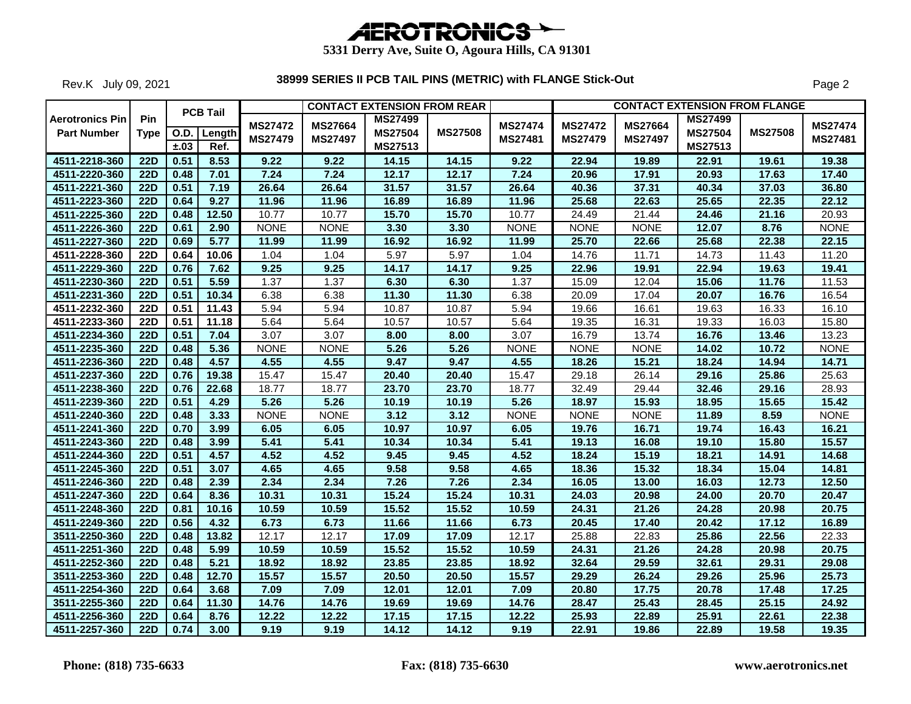# AEROTRONICS

**5331 Derry Ave, Suite O, Agoura Hills, CA 91301**

Rev.K July 09, 2021

## 38999 SERIES II PCB TAIL PINS (METRIC) with FLANGE Stick-Out

| Aerotronics Pin Part Number | Pin Type | PCB Tail O.D. ±.03 | PCB Tail Length Ref. | CONTACT EXTENSION FROM REAR MS27472 MS27479 | CONTACT EXTENSION FROM REAR MS27664 MS27497 | CONTACT EXTENSION FROM REAR MS27499 MS27504 MS27513 | CONTACT EXTENSION FROM REAR MS27508 | CONTACT EXTENSION FROM REAR MS27474 MS27481 | CONTACT EXTENSION FROM FLANGE MS27472 MS27479 | CONTACT EXTENSION FROM FLANGE MS27664 MS27497 | CONTACT EXTENSION FROM FLANGE MS27499 MS27504 MS27513 | CONTACT EXTENSION FROM FLANGE MS27508 | CONTACT EXTENSION FROM FLANGE MS27474 MS27481 |
|---|---|---|---|---|---|---|---|---|---|---|---|---|---|
| 4511-2218-360 | 22D | 0.51 | 8.53 | 9.22 | 9.22 | 14.15 | 14.15 | 9.22 | 22.94 | 19.89 | 22.91 | 19.61 | 19.38 |
| 4511-2220-360 | 22D | 0.48 | 7.01 | 7.24 | 7.24 | 12.17 | 12.17 | 7.24 | 20.96 | 17.91 | 20.93 | 17.63 | 17.40 |
| 4511-2221-360 | 22D | 0.51 | 7.19 | 26.64 | 26.64 | 31.57 | 31.57 | 26.64 | 40.36 | 37.31 | 40.34 | 37.03 | 36.80 |
| 4511-2223-360 | 22D | 0.64 | 9.27 | 11.96 | 11.96 | 16.89 | 16.89 | 11.96 | 25.68 | 22.63 | 25.65 | 22.35 | 22.12 |
| 4511-2225-360 | 22D | 0.48 | 12.50 | 10.77 | 10.77 | 15.70 | 15.70 | 10.77 | 24.49 | 21.44 | 24.46 | 21.16 | 20.93 |
| 4511-2226-360 | 22D | 0.61 | 2.90 | NONE | NONE | 3.30 | 3.30 | NONE | NONE | NONE | 12.07 | 8.76 | NONE |
| 4511-2227-360 | 22D | 0.69 | 5.77 | 11.99 | 11.99 | 16.92 | 16.92 | 11.99 | 25.70 | 22.66 | 25.68 | 22.38 | 22.15 |
| 4511-2228-360 | 22D | 0.64 | 10.06 | 1.04 | 1.04 | 5.97 | 5.97 | 1.04 | 14.76 | 11.71 | 14.73 | 11.43 | 11.20 |
| 4511-2229-360 | 22D | 0.76 | 7.62 | 9.25 | 9.25 | 14.17 | 14.17 | 9.25 | 22.96 | 19.91 | 22.94 | 19.63 | 19.41 |
| 4511-2230-360 | 22D | 0.51 | 5.59 | 1.37 | 1.37 | 6.30 | 6.30 | 1.37 | 15.09 | 12.04 | 15.06 | 11.76 | 11.53 |
| 4511-2231-360 | 22D | 0.51 | 10.34 | 6.38 | 6.38 | 11.30 | 11.30 | 6.38 | 20.09 | 17.04 | 20.07 | 16.76 | 16.54 |
| 4511-2232-360 | 22D | 0.51 | 11.43 | 5.94 | 5.94 | 10.87 | 10.87 | 5.94 | 19.66 | 16.61 | 19.63 | 16.33 | 16.10 |
| 4511-2233-360 | 22D | 0.51 | 11.18 | 5.64 | 5.64 | 10.57 | 10.57 | 5.64 | 19.35 | 16.31 | 19.33 | 16.03 | 15.80 |
| 4511-2234-360 | 22D | 0.51 | 7.04 | 3.07 | 3.07 | 8.00 | 8.00 | 3.07 | 16.79 | 13.74 | 16.76 | 13.46 | 13.23 |
| 4511-2235-360 | 22D | 0.48 | 5.36 | NONE | NONE | 5.26 | 5.26 | NONE | NONE | NONE | 14.02 | 10.72 | NONE |
| 4511-2236-360 | 22D | 0.48 | 4.57 | 4.55 | 4.55 | 9.47 | 9.47 | 4.55 | 18.26 | 15.21 | 18.24 | 14.94 | 14.71 |
| 4511-2237-360 | 22D | 0.76 | 19.38 | 15.47 | 15.47 | 20.40 | 20.40 | 15.47 | 29.18 | 26.14 | 29.16 | 25.86 | 25.63 |
| 4511-2238-360 | 22D | 0.76 | 22.68 | 18.77 | 18.77 | 23.70 | 23.70 | 18.77 | 32.49 | 29.44 | 32.46 | 29.16 | 28.93 |
| 4511-2239-360 | 22D | 0.51 | 4.29 | 5.26 | 5.26 | 10.19 | 10.19 | 5.26 | 18.97 | 15.93 | 18.95 | 15.65 | 15.42 |
| 4511-2240-360 | 22D | 0.48 | 3.33 | NONE | NONE | 3.12 | 3.12 | NONE | NONE | NONE | 11.89 | 8.59 | NONE |
| 4511-2241-360 | 22D | 0.70 | 3.99 | 6.05 | 6.05 | 10.97 | 10.97 | 6.05 | 19.76 | 16.71 | 19.74 | 16.43 | 16.21 |
| 4511-2243-360 | 22D | 0.48 | 3.99 | 5.41 | 5.41 | 10.34 | 10.34 | 5.41 | 19.13 | 16.08 | 19.10 | 15.80 | 15.57 |
| 4511-2244-360 | 22D | 0.51 | 4.57 | 4.52 | 4.52 | 9.45 | 9.45 | 4.52 | 18.24 | 15.19 | 18.21 | 14.91 | 14.68 |
| 4511-2245-360 | 22D | 0.51 | 3.07 | 4.65 | 4.65 | 9.58 | 9.58 | 4.65 | 18.36 | 15.32 | 18.34 | 15.04 | 14.81 |
| 4511-2246-360 | 22D | 0.48 | 2.39 | 2.34 | 2.34 | 7.26 | 7.26 | 2.34 | 16.05 | 13.00 | 16.03 | 12.73 | 12.50 |
| 4511-2247-360 | 22D | 0.64 | 8.36 | 10.31 | 10.31 | 15.24 | 15.24 | 10.31 | 24.03 | 20.98 | 24.00 | 20.70 | 20.47 |
| 4511-2248-360 | 22D | 0.81 | 10.16 | 10.59 | 10.59 | 15.52 | 15.52 | 10.59 | 24.31 | 21.26 | 24.28 | 20.98 | 20.75 |
| 4511-2249-360 | 22D | 0.56 | 4.32 | 6.73 | 6.73 | 11.66 | 11.66 | 6.73 | 20.45 | 17.40 | 20.42 | 17.12 | 16.89 |
| 3511-2250-360 | 22D | 0.48 | 13.82 | 12.17 | 12.17 | 17.09 | 17.09 | 12.17 | 25.88 | 22.83 | 25.86 | 22.56 | 22.33 |
| 4511-2251-360 | 22D | 0.48 | 5.99 | 10.59 | 10.59 | 15.52 | 15.52 | 10.59 | 24.31 | 21.26 | 24.28 | 20.98 | 20.75 |
| 4511-2252-360 | 22D | 0.48 | 5.21 | 18.92 | 18.92 | 23.85 | 23.85 | 18.92 | 32.64 | 29.59 | 32.61 | 29.31 | 29.08 |
| 3511-2253-360 | 22D | 0.48 | 12.70 | 15.57 | 15.57 | 20.50 | 20.50 | 15.57 | 29.29 | 26.24 | 29.26 | 25.96 | 25.73 |
| 4511-2254-360 | 22D | 0.64 | 3.68 | 7.09 | 7.09 | 12.01 | 12.01 | 7.09 | 20.80 | 17.75 | 20.78 | 17.48 | 17.25 |
| 3511-2255-360 | 22D | 0.64 | 11.30 | 14.76 | 14.76 | 19.69 | 19.69 | 14.76 | 28.47 | 25.43 | 28.45 | 25.15 | 24.92 |
| 4511-2256-360 | 22D | 0.64 | 8.76 | 12.22 | 12.22 | 17.15 | 17.15 | 12.22 | 25.93 | 22.89 | 25.91 | 22.61 | 22.38 |
| 4511-2257-360 | 22D | 0.74 | 3.00 | 9.19 | 9.19 | 14.12 | 14.12 | 9.19 | 22.91 | 19.86 | 22.89 | 19.58 | 19.35 |

**Phone: (818) 735-6633** **Fax: (818) 735-6630** **www.aerotronics.net**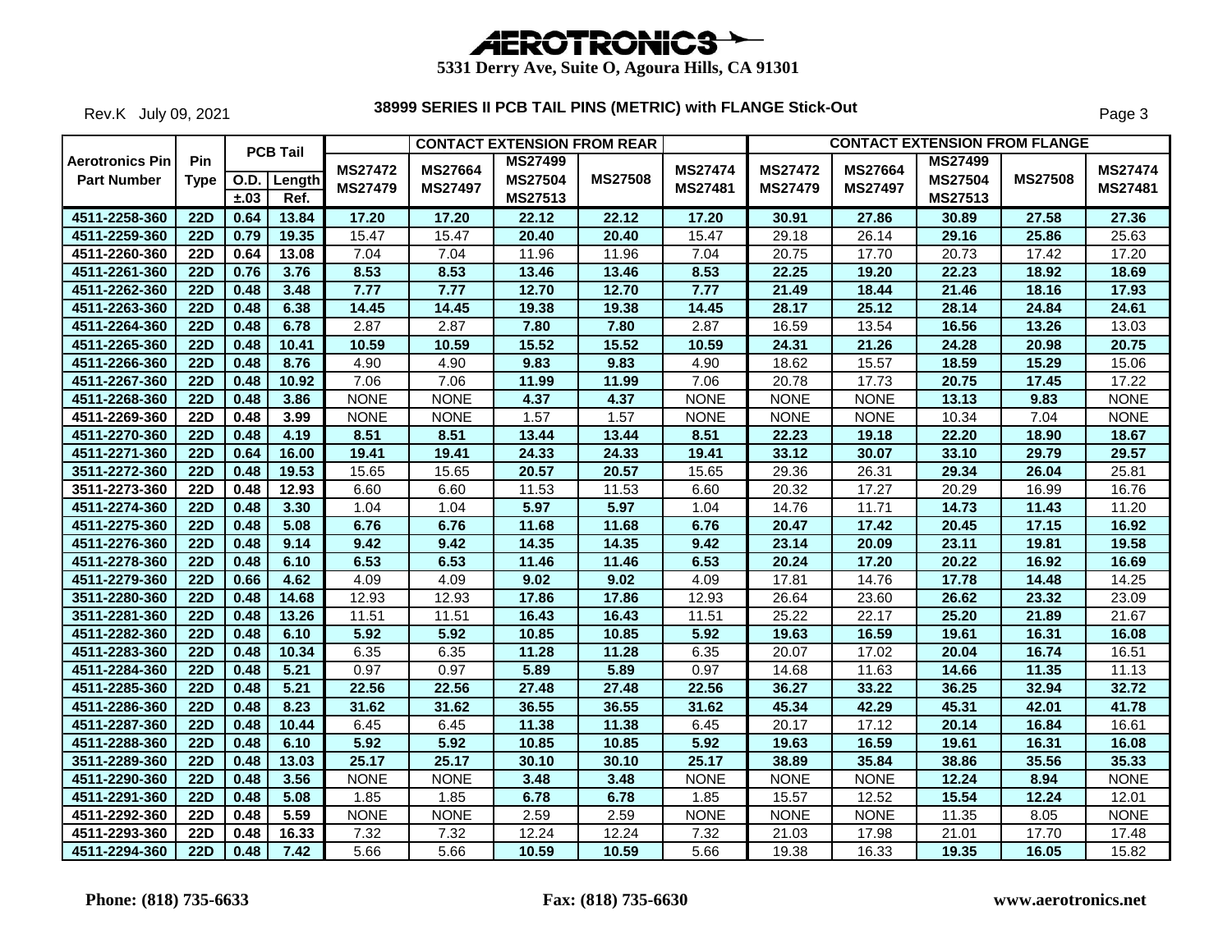# AEROTRONICS

**5331 Derry Ave, Suite O, Agoura Hills, CA 91301**

Rev.K July 09, 2021

## 38999 SERIES II PCB TAIL PINS (METRIC) with FLANGE Stick-Out

| Aerotronics Pin Part Number | Pin Type | PCB Tail O.D. ±.03 | PCB Tail Length Ref. | MS27472 MS27479 | CONTACT EXTENSION FROM REAR MS27664 MS27497 | MS27499 MS27504 MS27513 | MS27508 | MS27474 MS27481 | CONTACT EXTENSION FROM FLANGE MS27472 MS27479 | MS27664 MS27497 | MS27499 MS27504 MS27513 | MS27508 | MS27474 MS27481 |
|---|---|---|---|---|---|---|---|---|---|---|---|---|---|
| 4511-2258-360 | 22D | 0.64 | 13.84 | 17.20 | 17.20 | 22.12 | 22.12 | 17.20 | 30.91 | 27.86 | 30.89 | 27.58 | 27.36 |
| 4511-2259-360 | 22D | 0.79 | 19.35 | 15.47 | 15.47 | 20.40 | 20.40 | 15.47 | 29.18 | 26.14 | 29.16 | 25.86 | 25.63 |
| 4511-2260-360 | 22D | 0.64 | 13.08 | 7.04 | 7.04 | 11.96 | 11.96 | 7.04 | 20.75 | 17.70 | 20.73 | 17.42 | 17.20 |
| 4511-2261-360 | 22D | 0.76 | 3.76 | 8.53 | 8.53 | 13.46 | 13.46 | 8.53 | 22.25 | 19.20 | 22.23 | 18.92 | 18.69 |
| 4511-2262-360 | 22D | 0.48 | 3.48 | 7.77 | 7.77 | 12.70 | 12.70 | 7.77 | 21.49 | 18.44 | 21.46 | 18.16 | 17.93 |
| 4511-2263-360 | 22D | 0.48 | 6.38 | 14.45 | 14.45 | 19.38 | 19.38 | 14.45 | 28.17 | 25.12 | 28.14 | 24.84 | 24.61 |
| 4511-2264-360 | 22D | 0.48 | 6.78 | 2.87 | 2.87 | 7.80 | 7.80 | 2.87 | 16.59 | 13.54 | 16.56 | 13.26 | 13.03 |
| 4511-2265-360 | 22D | 0.48 | 10.41 | 10.59 | 10.59 | 15.52 | 15.52 | 10.59 | 24.31 | 21.26 | 24.28 | 20.98 | 20.75 |
| 4511-2266-360 | 22D | 0.48 | 8.76 | 4.90 | 4.90 | 9.83 | 9.83 | 4.90 | 18.62 | 15.57 | 18.59 | 15.29 | 15.06 |
| 4511-2267-360 | 22D | 0.48 | 10.92 | 7.06 | 7.06 | 11.99 | 11.99 | 7.06 | 20.78 | 17.73 | 20.75 | 17.45 | 17.22 |
| 4511-2268-360 | 22D | 0.48 | 3.86 | NONE | NONE | 4.37 | 4.37 | NONE | NONE | NONE | 13.13 | 9.83 | NONE |
| 4511-2269-360 | 22D | 0.48 | 3.99 | NONE | NONE | 1.57 | 1.57 | NONE | NONE | NONE | 10.34 | 7.04 | NONE |
| 4511-2270-360 | 22D | 0.48 | 4.19 | 8.51 | 8.51 | 13.44 | 13.44 | 8.51 | 22.23 | 19.18 | 22.20 | 18.90 | 18.67 |
| 4511-2271-360 | 22D | 0.64 | 16.00 | 19.41 | 19.41 | 24.33 | 24.33 | 19.41 | 33.12 | 30.07 | 33.10 | 29.79 | 29.57 |
| 3511-2272-360 | 22D | 0.48 | 19.53 | 15.65 | 15.65 | 20.57 | 20.57 | 15.65 | 29.36 | 26.31 | 29.34 | 26.04 | 25.81 |
| 3511-2273-360 | 22D | 0.48 | 12.93 | 6.60 | 6.60 | 11.53 | 11.53 | 6.60 | 20.32 | 17.27 | 20.29 | 16.99 | 16.76 |
| 4511-2274-360 | 22D | 0.48 | 3.30 | 1.04 | 1.04 | 5.97 | 5.97 | 1.04 | 14.76 | 11.71 | 14.73 | 11.43 | 11.20 |
| 4511-2275-360 | 22D | 0.48 | 5.08 | 6.76 | 6.76 | 11.68 | 11.68 | 6.76 | 20.47 | 17.42 | 20.45 | 17.15 | 16.92 |
| 4511-2276-360 | 22D | 0.48 | 9.14 | 9.42 | 9.42 | 14.35 | 14.35 | 9.42 | 23.14 | 20.09 | 23.11 | 19.81 | 19.58 |
| 4511-2278-360 | 22D | 0.48 | 6.10 | 6.53 | 6.53 | 11.46 | 11.46 | 6.53 | 20.24 | 17.20 | 20.22 | 16.92 | 16.69 |
| 4511-2279-360 | 22D | 0.66 | 4.62 | 4.09 | 4.09 | 9.02 | 9.02 | 4.09 | 17.81 | 14.76 | 17.78 | 14.48 | 14.25 |
| 3511-2280-360 | 22D | 0.48 | 14.68 | 12.93 | 12.93 | 17.86 | 17.86 | 12.93 | 26.64 | 23.60 | 26.62 | 23.32 | 23.09 |
| 3511-2281-360 | 22D | 0.48 | 13.26 | 11.51 | 11.51 | 16.43 | 16.43 | 11.51 | 25.22 | 22.17 | 25.20 | 21.89 | 21.67 |
| 4511-2282-360 | 22D | 0.48 | 6.10 | 5.92 | 5.92 | 10.85 | 10.85 | 5.92 | 19.63 | 16.59 | 19.61 | 16.31 | 16.08 |
| 4511-2283-360 | 22D | 0.48 | 10.34 | 6.35 | 6.35 | 11.28 | 11.28 | 6.35 | 20.07 | 17.02 | 20.04 | 16.74 | 16.51 |
| 4511-2284-360 | 22D | 0.48 | 5.21 | 0.97 | 0.97 | 5.89 | 5.89 | 0.97 | 14.68 | 11.63 | 14.66 | 11.35 | 11.13 |
| 4511-2285-360 | 22D | 0.48 | 5.21 | 22.56 | 22.56 | 27.48 | 27.48 | 22.56 | 36.27 | 33.22 | 36.25 | 32.94 | 32.72 |
| 4511-2286-360 | 22D | 0.48 | 8.23 | 31.62 | 31.62 | 36.55 | 36.55 | 31.62 | 45.34 | 42.29 | 45.31 | 42.01 | 41.78 |
| 4511-2287-360 | 22D | 0.48 | 10.44 | 6.45 | 6.45 | 11.38 | 11.38 | 6.45 | 20.17 | 17.12 | 20.14 | 16.84 | 16.61 |
| 4511-2288-360 | 22D | 0.48 | 6.10 | 5.92 | 5.92 | 10.85 | 10.85 | 5.92 | 19.63 | 16.59 | 19.61 | 16.31 | 16.08 |
| 3511-2289-360 | 22D | 0.48 | 13.03 | 25.17 | 25.17 | 30.10 | 30.10 | 25.17 | 38.89 | 35.84 | 38.86 | 35.56 | 35.33 |
| 4511-2290-360 | 22D | 0.48 | 3.56 | NONE | NONE | 3.48 | 3.48 | NONE | NONE | NONE | 12.24 | 8.94 | NONE |
| 4511-2291-360 | 22D | 0.48 | 5.08 | 1.85 | 1.85 | 6.78 | 6.78 | 1.85 | 15.57 | 12.52 | 15.54 | 12.24 | 12.01 |
| 4511-2292-360 | 22D | 0.48 | 5.59 | NONE | NONE | 2.59 | 2.59 | NONE | NONE | NONE | 11.35 | 8.05 | NONE |
| 4511-2293-360 | 22D | 0.48 | 16.33 | 7.32 | 7.32 | 12.24 | 12.24 | 7.32 | 21.03 | 17.98 | 21.01 | 17.70 | 17.48 |
| 4511-2294-360 | 22D | 0.48 | 7.42 | 5.66 | 5.66 | 10.59 | 10.59 | 5.66 | 19.38 | 16.33 | 19.35 | 16.05 | 15.82 |

**Phone: (818) 735-6633** **Fax: (818) 735-6630** **www.aerotronics.net**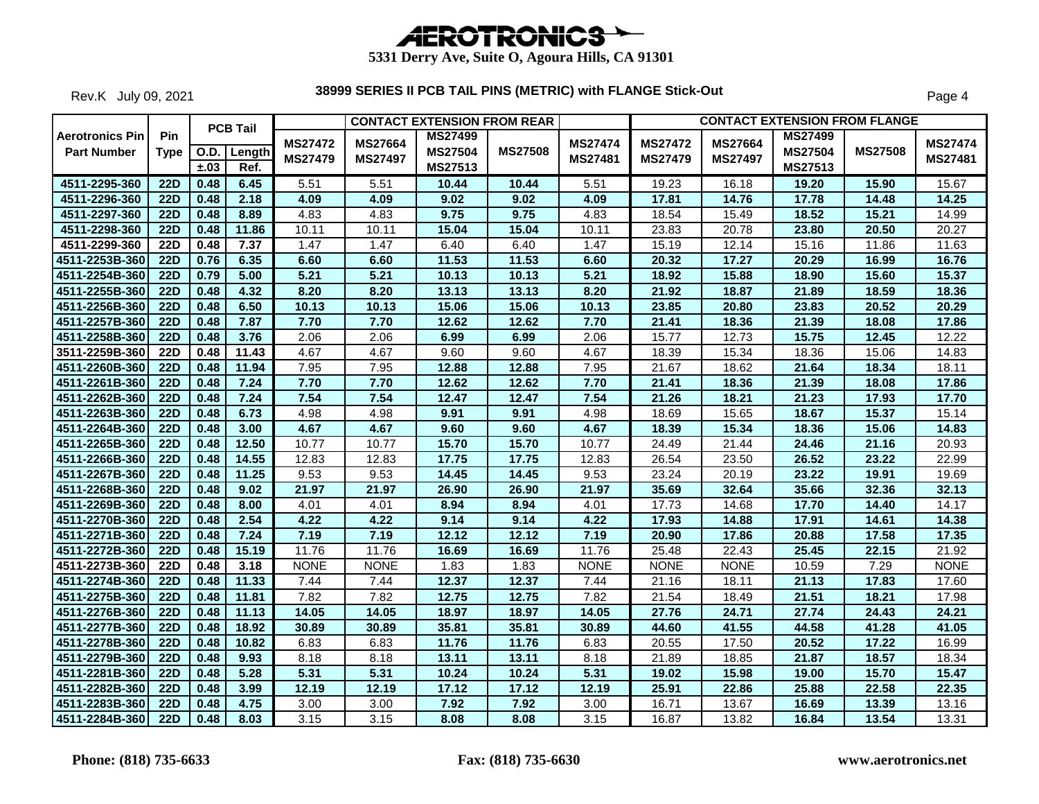# AEROTRONICS

**5331 Derry Ave, Suite O, Agoura Hills, CA 91301**

Rev.K July 09, 2021

**38999 SERIES II PCB TAIL PINS (METRIC) with FLANGE Stick-Out**

| Aerotronics Pin Part Number | Pin Type | PCB Tail O.D. ±.03 | PCB Tail Length Ref. | CONTACT EXTENSION FROM REAR MS27472 MS27479 | CONTACT EXTENSION FROM REAR MS27664 MS27497 | CONTACT EXTENSION FROM REAR MS27499 MS27504 MS27513 | CONTACT EXTENSION FROM REAR MS27508 | CONTACT EXTENSION FROM REAR MS27474 MS27481 | CONTACT EXTENSION FROM FLANGE MS27472 MS27479 | CONTACT EXTENSION FROM FLANGE MS27664 MS27497 | CONTACT EXTENSION FROM FLANGE MS27499 MS27504 MS27513 | CONTACT EXTENSION FROM FLANGE MS27508 | CONTACT EXTENSION FROM FLANGE MS27474 MS27481 |
|---|---|---|---|---|---|---|---|---|---|---|---|---|---|
| **4511-2295-360** | **22D** | **0.48** | **6.45** | 5.51 | 5.51 | **10.44** | **10.44** | 5.51 | 19.23 | 16.18 | **19.20** | **15.90** | 15.67 |
| **4511-2296-360** | **22D** | **0.48** | **2.18** | **4.09** | **4.09** | **9.02** | **9.02** | **4.09** | **17.81** | **14.76** | **17.78** | **14.48** | **14.25** |
| **4511-2297-360** | **22D** | **0.48** | **8.89** | 4.83 | 4.83 | **9.75** | **9.75** | 4.83 | 18.54 | 15.49 | **18.52** | **15.21** | 14.99 |
| **4511-2298-360** | **22D** | **0.48** | **11.86** | 10.11 | 10.11 | **15.04** | **15.04** | 10.11 | 23.83 | 20.78 | **23.80** | **20.50** | 20.27 |
| **4511-2299-360** | **22D** | **0.48** | **7.37** | 1.47 | 1.47 | 6.40 | 6.40 | 1.47 | 15.19 | 12.14 | 15.16 | 11.86 | 11.63 |
| **4511-2253B-360** | **22D** | **0.76** | **6.35** | **6.60** | **6.60** | **11.53** | **11.53** | **6.60** | **20.32** | **17.27** | **20.29** | **16.99** | **16.76** |
| **4511-2254B-360** | **22D** | **0.79** | **5.00** | **5.21** | **5.21** | **10.13** | **10.13** | **5.21** | **18.92** | **15.88** | **18.90** | **15.60** | **15.37** |
| **4511-2255B-360** | **22D** | **0.48** | **4.32** | **8.20** | **8.20** | **13.13** | **13.13** | **8.20** | **21.92** | **18.87** | **21.89** | **18.59** | **18.36** |
| **4511-2256B-360** | **22D** | **0.48** | **6.50** | **10.13** | **10.13** | **15.06** | **15.06** | **10.13** | **23.85** | **20.80** | **23.83** | **20.52** | **20.29** |
| **4511-2257B-360** | **22D** | **0.48** | **7.87** | **7.70** | **7.70** | **12.62** | **12.62** | **7.70** | **21.41** | **18.36** | **21.39** | **18.08** | **17.86** |
| **4511-2258B-360** | **22D** | **0.48** | **3.76** | 2.06 | 2.06 | **6.99** | **6.99** | 2.06 | 15.77 | 12.73 | **15.75** | **12.45** | 12.22 |
| **3511-2259B-360** | **22D** | **0.48** | **11.43** | 4.67 | 4.67 | 9.60 | 9.60 | 4.67 | 18.39 | 15.34 | 18.36 | 15.06 | 14.83 |
| **4511-2260B-360** | **22D** | **0.48** | **11.94** | 7.95 | 7.95 | **12.88** | **12.88** | 7.95 | 21.67 | 18.62 | **21.64** | **18.34** | 18.11 |
| **4511-2261B-360** | **22D** | **0.48** | **7.24** | **7.70** | **7.70** | **12.62** | **12.62** | **7.70** | **21.41** | **18.36** | **21.39** | **18.08** | **17.86** |
| **4511-2262B-360** | **22D** | **0.48** | **7.24** | **7.54** | **7.54** | **12.47** | **12.47** | **7.54** | **21.26** | **18.21** | **21.23** | **17.93** | **17.70** |
| **4511-2263B-360** | **22D** | **0.48** | **6.73** | 4.98 | 4.98 | **9.91** | **9.91** | 4.98 | 18.69 | 15.65 | **18.67** | **15.37** | 15.14 |
| **4511-2264B-360** | **22D** | **0.48** | **3.00** | **4.67** | **4.67** | **9.60** | **9.60** | **4.67** | **18.39** | **15.34** | **18.36** | **15.06** | **14.83** |
| **4511-2265B-360** | **22D** | **0.48** | **12.50** | 10.77 | 10.77 | **15.70** | **15.70** | 10.77 | 24.49 | 21.44 | **24.46** | **21.16** | 20.93 |
| **4511-2266B-360** | **22D** | **0.48** | **14.55** | 12.83 | 12.83 | **17.75** | **17.75** | 12.83 | 26.54 | 23.50 | **26.52** | **23.22** | 22.99 |
| **4511-2267B-360** | **22D** | **0.48** | **11.25** | 9.53 | 9.53 | **14.45** | **14.45** | 9.53 | 23.24 | 20.19 | **23.22** | **19.91** | 19.69 |
| **4511-2268B-360** | **22D** | **0.48** | **9.02** | **21.97** | **21.97** | **26.90** | **26.90** | **21.97** | **35.69** | **32.64** | **35.66** | **32.36** | **32.13** |
| **4511-2269B-360** | **22D** | **0.48** | **8.00** | 4.01 | 4.01 | **8.94** | **8.94** | 4.01 | 17.73 | 14.68 | **17.70** | **14.40** | 14.17 |
| **4511-2270B-360** | **22D** | **0.48** | **2.54** | **4.22** | **4.22** | **9.14** | **9.14** | **4.22** | **17.93** | **14.88** | **17.91** | **14.61** | **14.38** |
| **4511-2271B-360** | **22D** | **0.48** | **7.24** | **7.19** | **7.19** | **12.12** | **12.12** | **7.19** | **20.90** | **17.86** | **20.88** | **17.58** | **17.35** |
| **4511-2272B-360** | **22D** | **0.48** | **15.19** | 11.76 | 11.76 | **16.69** | **16.69** | 11.76 | 25.48 | 22.43 | **25.45** | **22.15** | 21.92 |
| **4511-2273B-360** | **22D** | **0.48** | **3.18** | NONE | NONE | 1.83 | 1.83 | NONE | NONE | NONE | 10.59 | 7.29 | NONE |
| **4511-2274B-360** | **22D** | **0.48** | **11.33** | 7.44 | 7.44 | **12.37** | **12.37** | 7.44 | 21.16 | 18.11 | **21.13** | **17.83** | 17.60 |
| **4511-2275B-360** | **22D** | **0.48** | **11.81** | 7.82 | 7.82 | **12.75** | **12.75** | 7.82 | 21.54 | 18.49 | **21.51** | **18.21** | 17.98 |
| **4511-2276B-360** | **22D** | **0.48** | **11.13** | **14.05** | **14.05** | **18.97** | **18.97** | **14.05** | **27.76** | **24.71** | **27.74** | **24.43** | **24.21** |
| **4511-2277B-360** | **22D** | **0.48** | **18.92** | **30.89** | **30.89** | **35.81** | **35.81** | **30.89** | **44.60** | **41.55** | **44.58** | **41.28** | **41.05** |
| **4511-2278B-360** | **22D** | **0.48** | **10.82** | 6.83 | 6.83 | **11.76** | **11.76** | 6.83 | 20.55 | 17.50 | **20.52** | **17.22** | 16.99 |
| **4511-2279B-360** | **22D** | **0.48** | **9.93** | 8.18 | 8.18 | **13.11** | **13.11** | 8.18 | 21.89 | 18.85 | **21.87** | **18.57** | 18.34 |
| **4511-2281B-360** | **22D** | **0.48** | **5.28** | **5.31** | **5.31** | **10.24** | **10.24** | **5.31** | **19.02** | **15.98** | **19.00** | **15.70** | **15.47** |
| **4511-2282B-360** | **22D** | **0.48** | **3.99** | **12.19** | **12.19** | **17.12** | **17.12** | **12.19** | **25.91** | **22.86** | **25.88** | **22.58** | **22.35** |
| **4511-2283B-360** | **22D** | **0.48** | **4.75** | 3.00 | 3.00 | **7.92** | **7.92** | 3.00 | 16.71 | 13.67 | **16.69** | **13.39** | 13.16 |
| **4511-2284B-360** | **22D** | **0.48** | **8.03** | 3.15 | 3.15 | **8.08** | **8.08** | 3.15 | 16.87 | 13.82 | **16.84** | **13.54** | 13.31 |

**Phone: (818) 735-6633** **Fax: (818) 735-6630** **www.aerotronics.net**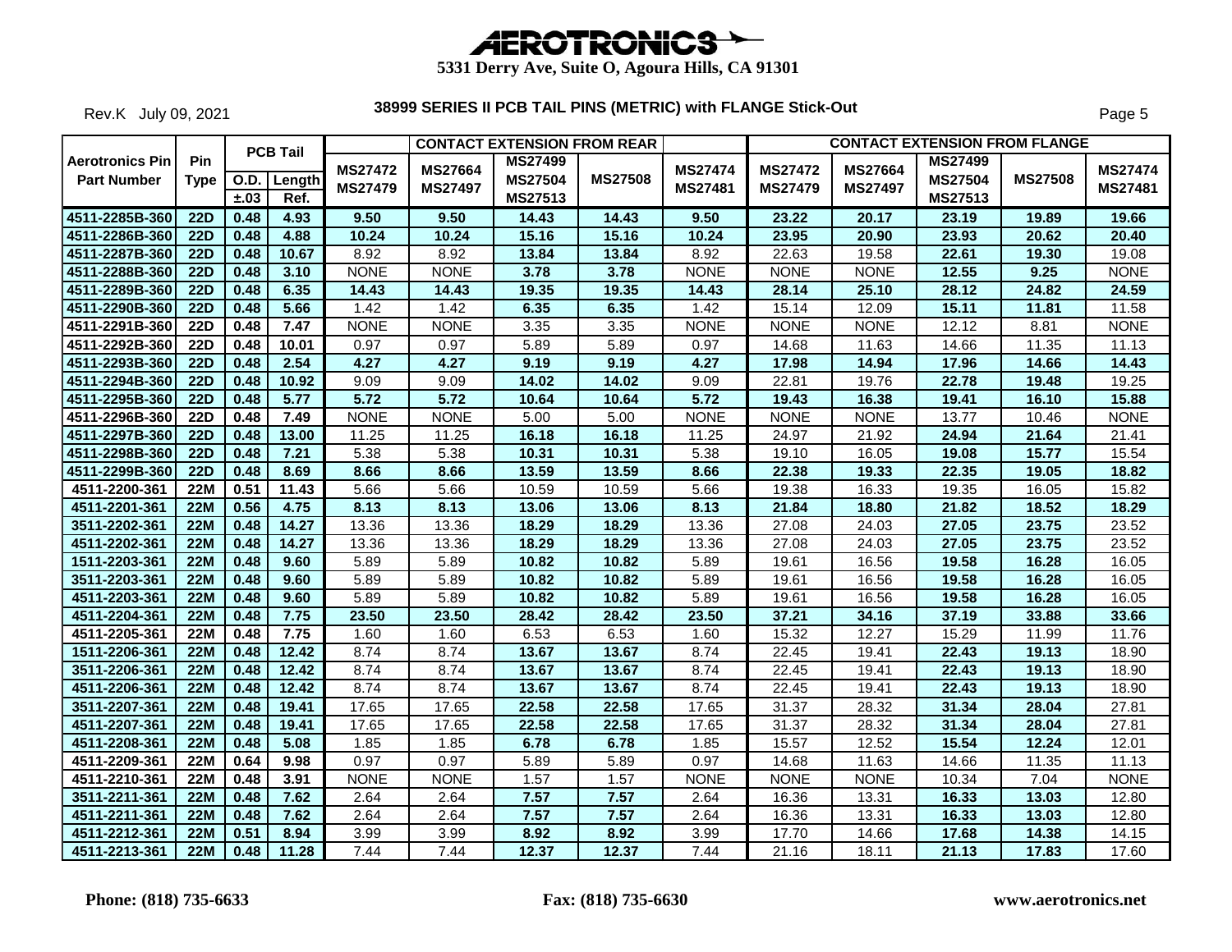# AEROTRONICS

**5331 Derry Ave, Suite O, Agoura Hills, CA 91301**

Rev.K July 09, 2021

## 38999 SERIES II PCB TAIL PINS (METRIC) with FLANGE Stick-Out

| Aerotronics Pin Part Number | Pin Type | PCB Tail O.D. ±.03 | PCB Tail Length Ref. | CONTACT EXTENSION FROM REAR MS27472 MS27479 | MS27664 MS27497 | MS27499 MS27504 MS27513 | MS27508 | MS27474 MS27481 | CONTACT EXTENSION FROM FLANGE MS27472 MS27479 | MS27664 MS27497 | MS27499 MS27504 MS27513 | MS27508 | MS27474 MS27481 |
|---|---|---|---|---|---|---|---|---|---|---|---|---|---|
| **4511-2285B-360** | **22D** | **0.48** | **4.93** | **9.50** | **9.50** | **14.43** | **14.43** | **9.50** | **23.22** | **20.17** | **23.19** | **19.89** | **19.66** |
| **4511-2286B-360** | **22D** | **0.48** | **4.88** | **10.24** | **10.24** | **15.16** | **15.16** | **10.24** | **23.95** | **20.90** | **23.93** | **20.62** | **20.40** |
| **4511-2287B-360** | **22D** | **0.48** | **10.67** | 8.92 | 8.92 | **13.84** | **13.84** | 8.92 | 22.63 | 19.58 | **22.61** | **19.30** | 19.08 |
| **4511-2288B-360** | **22D** | **0.48** | **3.10** | NONE | NONE | **3.78** | **3.78** | NONE | NONE | NONE | **12.55** | **9.25** | NONE |
| **4511-2289B-360** | **22D** | **0.48** | **6.35** | **14.43** | **14.43** | **19.35** | **19.35** | **14.43** | **28.14** | **25.10** | **28.12** | **24.82** | **24.59** |
| **4511-2290B-360** | **22D** | **0.48** | **5.66** | 1.42 | 1.42 | **6.35** | **6.35** | 1.42 | 15.14 | 12.09 | **15.11** | **11.81** | 11.58 |
| **4511-2291B-360** | **22D** | **0.48** | **7.47** | NONE | NONE | 3.35 | 3.35 | NONE | NONE | NONE | 12.12 | 8.81 | NONE |
| **4511-2292B-360** | **22D** | **0.48** | **10.01** | 0.97 | 0.97 | 5.89 | 5.89 | 0.97 | 14.68 | 11.63 | 14.66 | 11.35 | 11.13 |
| **4511-2293B-360** | **22D** | **0.48** | **2.54** | **4.27** | **4.27** | **9.19** | **9.19** | **4.27** | **17.98** | **14.94** | **17.96** | **14.66** | **14.43** |
| **4511-2294B-360** | **22D** | **0.48** | **10.92** | 9.09 | 9.09 | **14.02** | **14.02** | 9.09 | 22.81 | 19.76 | **22.78** | **19.48** | 19.25 |
| **4511-2295B-360** | **22D** | **0.48** | **5.77** | **5.72** | **5.72** | **10.64** | **10.64** | **5.72** | **19.43** | **16.38** | **19.41** | **16.10** | **15.88** |
| **4511-2296B-360** | **22D** | **0.48** | **7.49** | NONE | NONE | 5.00 | 5.00 | NONE | NONE | NONE | 13.77 | 10.46 | NONE |
| **4511-2297B-360** | **22D** | **0.48** | **13.00** | 11.25 | 11.25 | **16.18** | **16.18** | 11.25 | 24.97 | 21.92 | **24.94** | **21.64** | 21.41 |
| **4511-2298B-360** | **22D** | **0.48** | **7.21** | 5.38 | 5.38 | **10.31** | **10.31** | 5.38 | 19.10 | 16.05 | **19.08** | **15.77** | 15.54 |
| **4511-2299B-360** | **22D** | **0.48** | **8.69** | **8.66** | **8.66** | **13.59** | **13.59** | **8.66** | **22.38** | **19.33** | **22.35** | **19.05** | **18.82** |
| **4511-2200-361** | **22M** | **0.51** | **11.43** | 5.66 | 5.66 | 10.59 | 10.59 | 5.66 | 19.38 | 16.33 | 19.35 | 16.05 | 15.82 |
| **4511-2201-361** | **22M** | **0.56** | **4.75** | **8.13** | **8.13** | **13.06** | **13.06** | **8.13** | **21.84** | **18.80** | **21.82** | **18.52** | **18.29** |
| **3511-2202-361** | **22M** | **0.48** | **14.27** | 13.36 | 13.36 | **18.29** | **18.29** | 13.36 | 27.08 | 24.03 | **27.05** | **23.75** | 23.52 |
| **4511-2202-361** | **22M** | **0.48** | **14.27** | 13.36 | 13.36 | **18.29** | **18.29** | 13.36 | 27.08 | 24.03 | **27.05** | **23.75** | 23.52 |
| **1511-2203-361** | **22M** | **0.48** | **9.60** | 5.89 | 5.89 | **10.82** | **10.82** | 5.89 | 19.61 | 16.56 | **19.58** | **16.28** | 16.05 |
| **3511-2203-361** | **22M** | **0.48** | **9.60** | 5.89 | 5.89 | **10.82** | **10.82** | 5.89 | 19.61 | 16.56 | **19.58** | **16.28** | 16.05 |
| **4511-2203-361** | **22M** | **0.48** | **9.60** | 5.89 | 5.89 | **10.82** | **10.82** | 5.89 | 19.61 | 16.56 | **19.58** | **16.28** | 16.05 |
| **4511-2204-361** | **22M** | **0.48** | **7.75** | **23.50** | **23.50** | **28.42** | **28.42** | **23.50** | **37.21** | **34.16** | **37.19** | **33.88** | **33.66** |
| **4511-2205-361** | **22M** | **0.48** | **7.75** | 1.60 | 1.60 | 6.53 | 6.53 | 1.60 | 15.32 | 12.27 | 15.29 | 11.99 | 11.76 |
| **1511-2206-361** | **22M** | **0.48** | **12.42** | 8.74 | 8.74 | **13.67** | **13.67** | 8.74 | 22.45 | 19.41 | **22.43** | **19.13** | 18.90 |
| **3511-2206-361** | **22M** | **0.48** | **12.42** | 8.74 | 8.74 | **13.67** | **13.67** | 8.74 | 22.45 | 19.41 | **22.43** | **19.13** | 18.90 |
| **4511-2206-361** | **22M** | **0.48** | **12.42** | 8.74 | 8.74 | **13.67** | **13.67** | 8.74 | 22.45 | 19.41 | **22.43** | **19.13** | 18.90 |
| **3511-2207-361** | **22M** | **0.48** | **19.41** | 17.65 | 17.65 | **22.58** | **22.58** | 17.65 | 31.37 | 28.32 | **31.34** | **28.04** | 27.81 |
| **4511-2207-361** | **22M** | **0.48** | **19.41** | 17.65 | 17.65 | **22.58** | **22.58** | 17.65 | 31.37 | 28.32 | **31.34** | **28.04** | 27.81 |
| **4511-2208-361** | **22M** | **0.48** | **5.08** | 1.85 | 1.85 | **6.78** | **6.78** | 1.85 | 15.57 | 12.52 | **15.54** | **12.24** | 12.01 |
| **4511-2209-361** | **22M** | **0.64** | **9.98** | 0.97 | 0.97 | 5.89 | 5.89 | 0.97 | 14.68 | 11.63 | 14.66 | 11.35 | 11.13 |
| **4511-2210-361** | **22M** | **0.48** | **3.91** | NONE | NONE | 1.57 | 1.57 | NONE | NONE | NONE | 10.34 | 7.04 | NONE |
| **3511-2211-361** | **22M** | **0.48** | **7.62** | 2.64 | 2.64 | **7.57** | **7.57** | 2.64 | 16.36 | 13.31 | **16.33** | **13.03** | 12.80 |
| **4511-2211-361** | **22M** | **0.48** | **7.62** | 2.64 | 2.64 | **7.57** | **7.57** | 2.64 | 16.36 | 13.31 | **16.33** | **13.03** | 12.80 |
| **4511-2212-361** | **22M** | **0.51** | **8.94** | 3.99 | 3.99 | **8.92** | **8.92** | 3.99 | 17.70 | 14.66 | **17.68** | **14.38** | 14.15 |
| **4511-2213-361** | **22M** | **0.48** | **11.28** | 7.44 | 7.44 | **12.37** | **12.37** | 7.44 | 21.16 | 18.11 | **21.13** | **17.83** | 17.60 |

**Phone: (818) 735-6633** **Fax: (818) 735-6630** **www.aerotronics.net**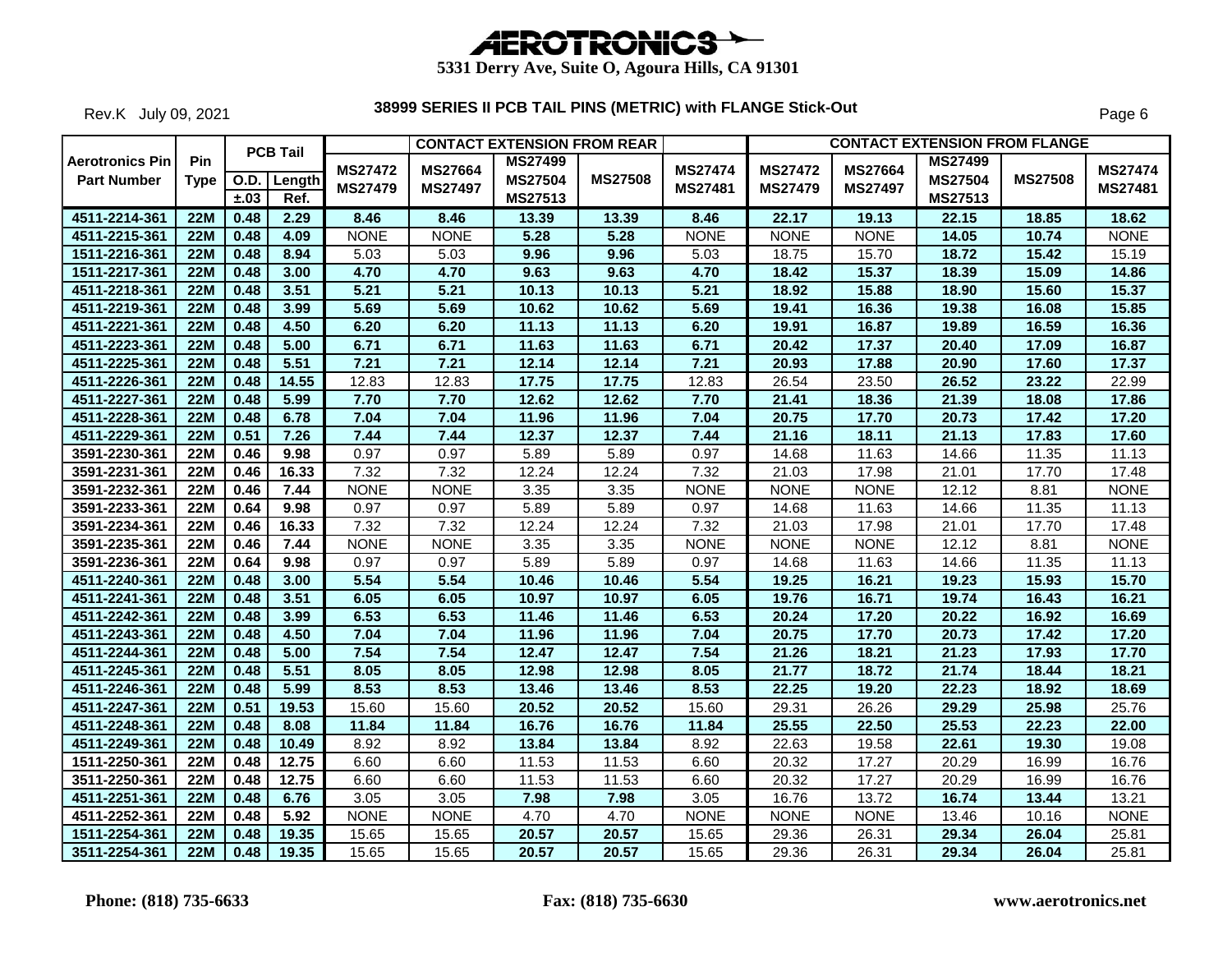# AEROTRONICS

**5331 Derry Ave, Suite O, Agoura Hills, CA 91301**

Rev.K July 09, 2021

## 38999 SERIES II PCB TAIL PINS (METRIC) with FLANGE Stick-Out

| Aerotronics Pin Part Number | Pin Type | PCB Tail O.D. ±.03 | PCB Tail Length Ref. | CONTACT EXTENSION FROM REAR MS27472 MS27479 | MS27664 MS27497 | MS27499 MS27504 MS27513 | MS27508 | MS27474 MS27481 | CONTACT EXTENSION FROM FLANGE MS27472 MS27479 | MS27664 MS27497 | MS27499 MS27504 MS27513 | MS27508 | MS27474 MS27481 |
|---|---|---|---|---|---|---|---|---|---|---|---|---|---|
| **4511-2214-361** | **22M** | **0.48** | **2.29** | **8.46** | **8.46** | **13.39** | **13.39** | **8.46** | **22.17** | **19.13** | **22.15** | **18.85** | **18.62** |
| **4511-2215-361** | **22M** | **0.48** | **4.09** | NONE | NONE | **5.28** | **5.28** | NONE | NONE | NONE | **14.05** | **10.74** | NONE |
| **1511-2216-361** | **22M** | **0.48** | **8.94** | 5.03 | 5.03 | **9.96** | **9.96** | 5.03 | 18.75 | 15.70 | **18.72** | **15.42** | 15.19 |
| **1511-2217-361** | **22M** | **0.48** | **3.00** | **4.70** | **4.70** | **9.63** | **9.63** | **4.70** | 18.42 | 15.37 | **18.39** | **15.09** | 14.86 |
| **4511-2218-361** | **22M** | **0.48** | **3.51** | **5.21** | **5.21** | **10.13** | **10.13** | **5.21** | **18.92** | **15.88** | **18.90** | **15.60** | **15.37** |
| **4511-2219-361** | **22M** | **0.48** | **3.99** | **5.69** | **5.69** | **10.62** | **10.62** | **5.69** | **19.41** | **16.36** | **19.38** | **16.08** | **15.85** |
| **4511-2221-361** | **22M** | **0.48** | **4.50** | **6.20** | **6.20** | **11.13** | **11.13** | **6.20** | **19.91** | **16.87** | **19.89** | **16.59** | **16.36** |
| **4511-2223-361** | **22M** | **0.48** | **5.00** | **6.71** | **6.71** | **11.63** | **11.63** | **6.71** | **20.42** | **17.37** | **20.40** | **17.09** | **16.87** |
| **4511-2225-361** | **22M** | **0.48** | **5.51** | **7.21** | **7.21** | **12.14** | **12.14** | **7.21** | **20.93** | **17.88** | **20.90** | **17.60** | **17.37** |
| **4511-2226-361** | **22M** | **0.48** | **14.55** | 12.83 | 12.83 | **17.75** | **17.75** | 12.83 | 26.54 | 23.50 | **26.52** | **23.22** | 22.99 |
| **4511-2227-361** | **22M** | **0.48** | **5.99** | **7.70** | **7.70** | **12.62** | **12.62** | **7.70** | **21.41** | **18.36** | **21.39** | **18.08** | **17.86** |
| **4511-2228-361** | **22M** | **0.48** | **6.78** | **7.04** | **7.04** | **11.96** | **11.96** | **7.04** | **20.75** | **17.70** | **20.73** | **17.42** | **17.20** |
| **4511-2229-361** | **22M** | **0.51** | **7.26** | **7.44** | **7.44** | **12.37** | **12.37** | **7.44** | **21.16** | **18.11** | **21.13** | **17.83** | **17.60** |
| **3591-2230-361** | **22M** | **0.46** | **9.98** | 0.97 | 0.97 | 5.89 | 5.89 | 0.97 | 14.68 | 11.63 | 14.66 | 11.35 | 11.13 |
| **3591-2231-361** | **22M** | **0.46** | **16.33** | 7.32 | 7.32 | 12.24 | 12.24 | 7.32 | 21.03 | 17.98 | 21.01 | 17.70 | 17.48 |
| **3591-2232-361** | **22M** | **0.46** | **7.44** | NONE | NONE | 3.35 | 3.35 | NONE | NONE | NONE | 12.12 | 8.81 | NONE |
| **3591-2233-361** | **22M** | **0.64** | **9.98** | 0.97 | 0.97 | 5.89 | 5.89 | 0.97 | 14.68 | 11.63 | 14.66 | 11.35 | 11.13 |
| **3591-2234-361** | **22M** | **0.46** | **16.33** | 7.32 | 7.32 | 12.24 | 12.24 | 7.32 | 21.03 | 17.98 | 21.01 | 17.70 | 17.48 |
| **3591-2235-361** | **22M** | **0.46** | **7.44** | NONE | NONE | 3.35 | 3.35 | NONE | NONE | NONE | 12.12 | 8.81 | NONE |
| **3591-2236-361** | **22M** | **0.64** | **9.98** | 0.97 | 0.97 | 5.89 | 5.89 | 0.97 | 14.68 | 11.63 | 14.66 | 11.35 | 11.13 |
| **4511-2240-361** | **22M** | **0.48** | **3.00** | **5.54** | **5.54** | **10.46** | **10.46** | **5.54** | **19.25** | **16.21** | **19.23** | **15.93** | **15.70** |
| **4511-2241-361** | **22M** | **0.48** | **3.51** | **6.05** | **6.05** | **10.97** | **10.97** | **6.05** | **19.76** | **16.71** | **19.74** | **16.43** | **16.21** |
| **4511-2242-361** | **22M** | **0.48** | **3.99** | **6.53** | **6.53** | **11.46** | **11.46** | **6.53** | **20.24** | **17.20** | **20.22** | **16.92** | **16.69** |
| **4511-2243-361** | **22M** | **0.48** | **4.50** | **7.04** | **7.04** | **11.96** | **11.96** | **7.04** | **20.75** | **17.70** | **20.73** | **17.42** | **17.20** |
| **4511-2244-361** | **22M** | **0.48** | **5.00** | **7.54** | **7.54** | **12.47** | **12.47** | **7.54** | **21.26** | **18.21** | **21.23** | **17.93** | **17.70** |
| **4511-2245-361** | **22M** | **0.48** | **5.51** | **8.05** | **8.05** | **12.98** | **12.98** | **8.05** | **21.77** | **18.72** | **21.74** | **18.44** | **18.21** |
| **4511-2246-361** | **22M** | **0.48** | **5.99** | **8.53** | **8.53** | **13.46** | **13.46** | **8.53** | **22.25** | **19.20** | **22.23** | **18.92** | **18.69** |
| **4511-2247-361** | **22M** | **0.51** | **19.53** | 15.60 | 15.60 | **20.52** | **20.52** | 15.60 | 29.31 | 26.26 | **29.29** | **25.98** | 25.76 |
| **4511-2248-361** | **22M** | **0.48** | **8.08** | **11.84** | **11.84** | **16.76** | **16.76** | **11.84** | **25.55** | **22.50** | **25.53** | **22.23** | **22.00** |
| **4511-2249-361** | **22M** | **0.48** | **10.49** | 8.92 | 8.92 | **13.84** | **13.84** | 8.92 | 22.63 | 19.58 | **22.61** | **19.30** | 19.08 |
| **1511-2250-361** | **22M** | **0.48** | **12.75** | 6.60 | 6.60 | 11.53 | 11.53 | 6.60 | 20.32 | 17.27 | 20.29 | 16.99 | 16.76 |
| **3511-2250-361** | **22M** | **0.48** | **12.75** | 6.60 | 6.60 | 11.53 | 11.53 | 6.60 | 20.32 | 17.27 | 20.29 | 16.99 | 16.76 |
| **4511-2251-361** | **22M** | **0.48** | **6.76** | 3.05 | 3.05 | **7.98** | **7.98** | 3.05 | 16.76 | 13.72 | **16.74** | **13.44** | 13.21 |
| **4511-2252-361** | **22M** | **0.48** | **5.92** | NONE | NONE | 4.70 | 4.70 | NONE | NONE | NONE | 13.46 | 10.16 | NONE |
| **1511-2254-361** | **22M** | **0.48** | **19.35** | 15.65 | 15.65 | **20.57** | **20.57** | 15.65 | 29.36 | 26.31 | **29.34** | **26.04** | 25.81 |
| **3511-2254-361** | **22M** | **0.48** | **19.35** | 15.65 | 15.65 | **20.57** | **20.57** | 15.65 | 29.36 | 26.31 | **29.34** | **26.04** | 25.81 |

**Phone: (818) 735-6633** **Fax: (818) 735-6630** **www.aerotronics.net**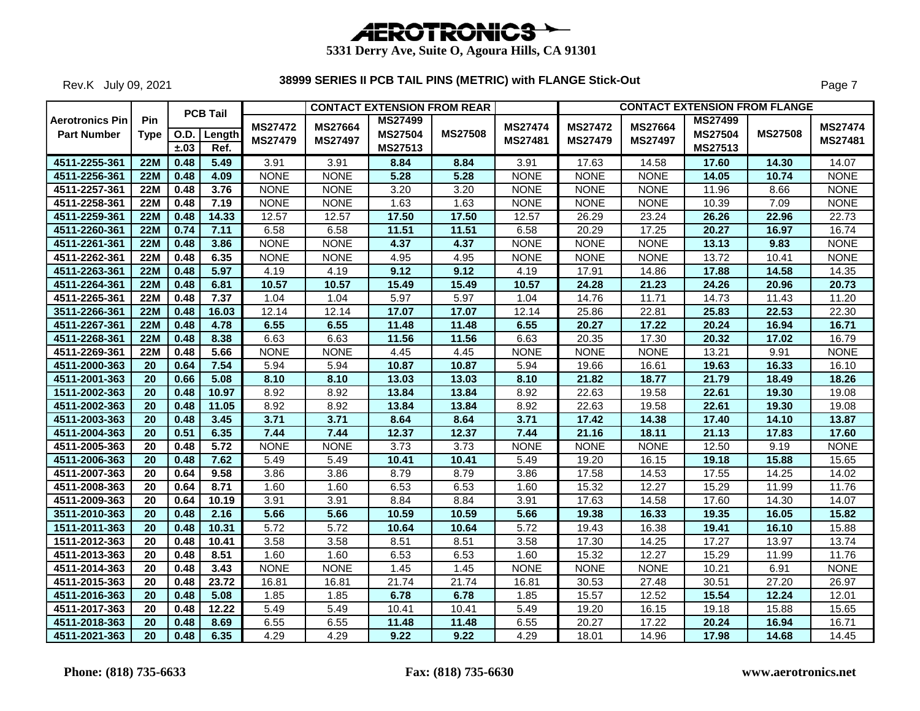# AEROTRONICS

**5331 Derry Ave, Suite O, Agoura Hills, CA 91301**

Rev.K July 09, 2021

## 38999 SERIES II PCB TAIL PINS (METRIC) with FLANGE Stick-Out

| Aerotronics Pin Part Number | Pin Type | PCB Tail O.D. ±.03 | PCB Tail Length Ref. | CONTACT EXTENSION FROM REAR MS27472 MS27479 | MS27664 MS27497 | MS27499 MS27504 MS27513 | MS27508 | MS27474 MS27481 | CONTACT EXTENSION FROM FLANGE MS27472 MS27479 | MS27664 MS27497 | MS27499 MS27504 MS27513 | MS27508 | MS27474 MS27481 |
|---|---|---|---|---|---|---|---|---|---|---|---|---|---|
| **4511-2255-361** | **22M** | **0.48** | **5.49** | 3.91 | 3.91 | **8.84** | **8.84** | 3.91 | 17.63 | 14.58 | **17.60** | **14.30** | 14.07 |
| **4511-2256-361** | **22M** | **0.48** | **4.09** | NONE | NONE | **5.28** | **5.28** | NONE | NONE | NONE | **14.05** | **10.74** | NONE |
| **4511-2257-361** | **22M** | **0.48** | **3.76** | NONE | NONE | 3.20 | 3.20 | NONE | NONE | NONE | 11.96 | 8.66 | NONE |
| **4511-2258-361** | **22M** | **0.48** | **7.19** | NONE | NONE | 1.63 | 1.63 | NONE | NONE | NONE | 10.39 | 7.09 | NONE |
| **4511-2259-361** | **22M** | **0.48** | **14.33** | 12.57 | 12.57 | **17.50** | **17.50** | 12.57 | 26.29 | 23.24 | **26.26** | **22.96** | 22.73 |
| **4511-2260-361** | **22M** | **0.74** | **7.11** | 6.58 | 6.58 | **11.51** | **11.51** | 6.58 | 20.29 | 17.25 | **20.27** | **16.97** | 16.74 |
| **4511-2261-361** | **22M** | **0.48** | **3.86** | NONE | NONE | **4.37** | **4.37** | NONE | NONE | NONE | **13.13** | **9.83** | NONE |
| **4511-2262-361** | **22M** | **0.48** | **6.35** | NONE | NONE | 4.95 | 4.95 | NONE | NONE | NONE | 13.72 | 10.41 | NONE |
| **4511-2263-361** | **22M** | **0.48** | **5.97** | 4.19 | 4.19 | **9.12** | **9.12** | 4.19 | 17.91 | 14.86 | **17.88** | **14.58** | 14.35 |
| **4511-2264-361** | **22M** | **0.48** | **6.81** | **10.57** | **10.57** | **15.49** | **15.49** | **10.57** | **24.28** | **21.23** | **24.26** | **20.96** | **20.73** |
| **4511-2265-361** | **22M** | **0.48** | **7.37** | 1.04 | 1.04 | 5.97 | 5.97 | 1.04 | 14.76 | 11.71 | 14.73 | 11.43 | 11.20 |
| **3511-2266-361** | **22M** | **0.48** | **16.03** | 12.14 | 12.14 | **17.07** | **17.07** | 12.14 | 25.86 | 22.81 | **25.83** | **22.53** | 22.30 |
| **4511-2267-361** | **22M** | **0.48** | **4.78** | **6.55** | **6.55** | **11.48** | **11.48** | **6.55** | **20.27** | **17.22** | **20.24** | **16.94** | **16.71** |
| **4511-2268-361** | **22M** | **0.48** | **8.38** | 6.63 | 6.63 | **11.56** | **11.56** | 6.63 | 20.35 | 17.30 | **20.32** | **17.02** | 16.79 |
| **4511-2269-361** | **22M** | **0.48** | **5.66** | NONE | NONE | 4.45 | 4.45 | NONE | NONE | NONE | 13.21 | 9.91 | NONE |
| **4511-2000-363** | **20** | **0.64** | **7.54** | 5.94 | 5.94 | **10.87** | **10.87** | 5.94 | 19.66 | 16.61 | **19.63** | **16.33** | 16.10 |
| **4511-2001-363** | **20** | **0.66** | **5.08** | **8.10** | **8.10** | **13.03** | **13.03** | **8.10** | **21.82** | **18.77** | **21.79** | **18.49** | **18.26** |
| **1511-2002-363** | **20** | **0.48** | **10.97** | 8.92 | 8.92 | **13.84** | **13.84** | 8.92 | 22.63 | 19.58 | **22.61** | **19.30** | 19.08 |
| **4511-2002-363** | **20** | **0.48** | **11.05** | 8.92 | 8.92 | **13.84** | **13.84** | 8.92 | 22.63 | 19.58 | **22.61** | **19.30** | 19.08 |
| **4511-2003-363** | **20** | **0.48** | **3.45** | **3.71** | **3.71** | **8.64** | **8.64** | **3.71** | **17.42** | **14.38** | **17.40** | **14.10** | **13.87** |
| **4511-2004-363** | **20** | **0.51** | **6.35** | **7.44** | **7.44** | **12.37** | **12.37** | **7.44** | **21.16** | **18.11** | **21.13** | **17.83** | **17.60** |
| **4511-2005-363** | **20** | **0.48** | **5.72** | NONE | NONE | 3.73 | 3.73 | NONE | NONE | NONE | 12.50 | 9.19 | NONE |
| **4511-2006-363** | **20** | **0.48** | **7.62** | 5.49 | 5.49 | **10.41** | **10.41** | 5.49 | 19.20 | 16.15 | **19.18** | **15.88** | 15.65 |
| **4511-2007-363** | **20** | **0.64** | **9.58** | 3.86 | 3.86 | 8.79 | 8.79 | 3.86 | 17.58 | 14.53 | 17.55 | 14.25 | 14.02 |
| **4511-2008-363** | **20** | **0.64** | **8.71** | 1.60 | 1.60 | 6.53 | 6.53 | 1.60 | 15.32 | 12.27 | 15.29 | 11.99 | 11.76 |
| **4511-2009-363** | **20** | **0.64** | **10.19** | 3.91 | 3.91 | 8.84 | 8.84 | 3.91 | 17.63 | 14.58 | 17.60 | 14.30 | 14.07 |
| **3511-2010-363** | **20** | **0.48** | **2.16** | **5.66** | **5.66** | **10.59** | **10.59** | **5.66** | **19.38** | **16.33** | **19.35** | **16.05** | **15.82** |
| **1511-2011-363** | **20** | **0.48** | **10.31** | 5.72 | 5.72 | **10.64** | **10.64** | 5.72 | 19.43 | 16.38 | **19.41** | **16.10** | 15.88 |
| **1511-2012-363** | **20** | **0.48** | **10.41** | 3.58 | 3.58 | 8.51 | 8.51 | 3.58 | 17.30 | 14.25 | 17.27 | 13.97 | 13.74 |
| **4511-2013-363** | **20** | **0.48** | **8.51** | 1.60 | 1.60 | 6.53 | 6.53 | 1.60 | 15.32 | 12.27 | 15.29 | 11.99 | 11.76 |
| **4511-2014-363** | **20** | **0.48** | **3.43** | NONE | NONE | 1.45 | 1.45 | NONE | NONE | NONE | 10.21 | 6.91 | NONE |
| **4511-2015-363** | **20** | **0.48** | **23.72** | 16.81 | 16.81 | 21.74 | 21.74 | 16.81 | 30.53 | 27.48 | 30.51 | 27.20 | 26.97 |
| **4511-2016-363** | **20** | **0.48** | **5.08** | 1.85 | 1.85 | **6.78** | **6.78** | 1.85 | 15.57 | 12.52 | **15.54** | **12.24** | 12.01 |
| **4511-2017-363** | **20** | **0.48** | **12.22** | 5.49 | 5.49 | 10.41 | 10.41 | 5.49 | 19.20 | 16.15 | 19.18 | 15.88 | 15.65 |
| **4511-2018-363** | **20** | **0.48** | **8.69** | 6.55 | 6.55 | **11.48** | **11.48** | 6.55 | 20.27 | 17.22 | **20.24** | **16.94** | 16.71 |
| **4511-2021-363** | **20** | **0.48** | **6.35** | 4.29 | 4.29 | **9.22** | **9.22** | 4.29 | 18.01 | 14.96 | **17.98** | **14.68** | 14.45 |

**Phone: (818) 735-6633** **Fax: (818) 735-6630** **www.aerotronics.net**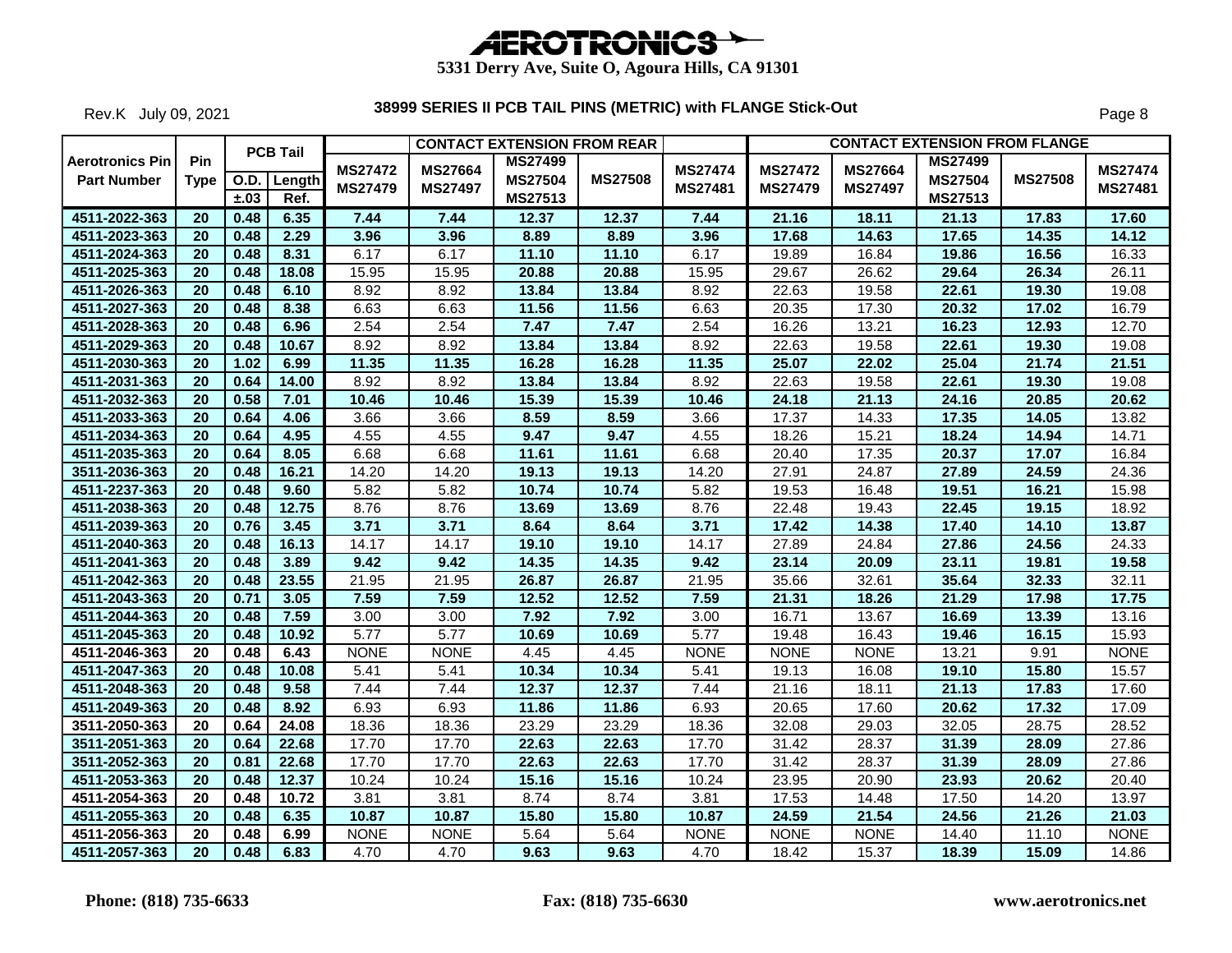# AEROTRONICS

**5331 Derry Ave, Suite O, Agoura Hills, CA 91301**

Rev.K July 09, 2021

## 38999 SERIES II PCB TAIL PINS (METRIC) with FLANGE Stick-Out

| Aerotronics Pin Part Number | Pin Type | PCB Tail O.D. ±.03 | PCB Tail Length Ref. | CONTACT EXTENSION FROM REAR MS27472 MS27479 | MS27664 MS27497 | MS27499 MS27504 MS27513 | MS27508 | MS27474 MS27481 | CONTACT EXTENSION FROM FLANGE MS27472 MS27479 | MS27664 MS27497 | MS27499 MS27504 MS27513 | MS27508 | MS27474 MS27481 |
|---|---|---|---|---|---|---|---|---|---|---|---|---|---|
| 4511-2022-363 | 20 | 0.48 | 6.35 | 7.44 | 7.44 | 12.37 | 12.37 | 7.44 | 21.16 | 18.11 | 21.13 | 17.83 | 17.60 |
| 4511-2023-363 | 20 | 0.48 | 2.29 | 3.96 | 3.96 | 8.89 | 8.89 | 3.96 | 17.68 | 14.63 | 17.65 | 14.35 | 14.12 |
| 4511-2024-363 | 20 | 0.48 | 8.31 | 6.17 | 6.17 | 11.10 | 11.10 | 6.17 | 19.89 | 16.84 | 19.86 | 16.56 | 16.33 |
| 4511-2025-363 | 20 | 0.48 | 18.08 | 15.95 | 15.95 | 20.88 | 20.88 | 15.95 | 29.67 | 26.62 | 29.64 | 26.34 | 26.11 |
| 4511-2026-363 | 20 | 0.48 | 6.10 | 8.92 | 8.92 | 13.84 | 13.84 | 8.92 | 22.63 | 19.58 | 22.61 | 19.30 | 19.08 |
| 4511-2027-363 | 20 | 0.48 | 8.38 | 6.63 | 6.63 | 11.56 | 11.56 | 6.63 | 20.35 | 17.30 | 20.32 | 17.02 | 16.79 |
| 4511-2028-363 | 20 | 0.48 | 6.96 | 2.54 | 2.54 | 7.47 | 7.47 | 2.54 | 16.26 | 13.21 | 16.23 | 12.93 | 12.70 |
| 4511-2029-363 | 20 | 0.48 | 10.67 | 8.92 | 8.92 | 13.84 | 13.84 | 8.92 | 22.63 | 19.58 | 22.61 | 19.30 | 19.08 |
| 4511-2030-363 | 20 | 1.02 | 6.99 | 11.35 | 11.35 | 16.28 | 16.28 | 11.35 | 25.07 | 22.02 | 25.04 | 21.74 | 21.51 |
| 4511-2031-363 | 20 | 0.64 | 14.00 | 8.92 | 8.92 | 13.84 | 13.84 | 8.92 | 22.63 | 19.58 | 22.61 | 19.30 | 19.08 |
| 4511-2032-363 | 20 | 0.58 | 7.01 | 10.46 | 10.46 | 15.39 | 15.39 | 10.46 | 24.18 | 21.13 | 24.16 | 20.85 | 20.62 |
| 4511-2033-363 | 20 | 0.64 | 4.06 | 3.66 | 3.66 | 8.59 | 8.59 | 3.66 | 17.37 | 14.33 | 17.35 | 14.05 | 13.82 |
| 4511-2034-363 | 20 | 0.64 | 4.95 | 4.55 | 4.55 | 9.47 | 9.47 | 4.55 | 18.26 | 15.21 | 18.24 | 14.94 | 14.71 |
| 4511-2035-363 | 20 | 0.64 | 8.05 | 6.68 | 6.68 | 11.61 | 11.61 | 6.68 | 20.40 | 17.35 | 20.37 | 17.07 | 16.84 |
| 3511-2036-363 | 20 | 0.48 | 16.21 | 14.20 | 14.20 | 19.13 | 19.13 | 14.20 | 27.91 | 24.87 | 27.89 | 24.59 | 24.36 |
| 4511-2237-363 | 20 | 0.48 | 9.60 | 5.82 | 5.82 | 10.74 | 10.74 | 5.82 | 19.53 | 16.48 | 19.51 | 16.21 | 15.98 |
| 4511-2038-363 | 20 | 0.48 | 12.75 | 8.76 | 8.76 | 13.69 | 13.69 | 8.76 | 22.48 | 19.43 | 22.45 | 19.15 | 18.92 |
| 4511-2039-363 | 20 | 0.76 | 3.45 | 3.71 | 3.71 | 8.64 | 8.64 | 3.71 | 17.42 | 14.38 | 17.40 | 14.10 | 13.87 |
| 4511-2040-363 | 20 | 0.48 | 16.13 | 14.17 | 14.17 | 19.10 | 19.10 | 14.17 | 27.89 | 24.84 | 27.86 | 24.56 | 24.33 |
| 4511-2041-363 | 20 | 0.48 | 3.89 | 9.42 | 9.42 | 14.35 | 14.35 | 9.42 | 23.14 | 20.09 | 23.11 | 19.81 | 19.58 |
| 4511-2042-363 | 20 | 0.48 | 23.55 | 21.95 | 21.95 | 26.87 | 26.87 | 21.95 | 35.66 | 32.61 | 35.64 | 32.33 | 32.11 |
| 4511-2043-363 | 20 | 0.71 | 3.05 | 7.59 | 7.59 | 12.52 | 12.52 | 7.59 | 21.31 | 18.26 | 21.29 | 17.98 | 17.75 |
| 4511-2044-363 | 20 | 0.48 | 7.59 | 3.00 | 3.00 | 7.92 | 7.92 | 3.00 | 16.71 | 13.67 | 16.69 | 13.39 | 13.16 |
| 4511-2045-363 | 20 | 0.48 | 10.92 | 5.77 | 5.77 | 10.69 | 10.69 | 5.77 | 19.48 | 16.43 | 19.46 | 16.15 | 15.93 |
| 4511-2046-363 | 20 | 0.48 | 6.43 | NONE | NONE | 4.45 | 4.45 | NONE | NONE | NONE | 13.21 | 9.91 | NONE |
| 4511-2047-363 | 20 | 0.48 | 10.08 | 5.41 | 5.41 | 10.34 | 10.34 | 5.41 | 19.13 | 16.08 | 19.10 | 15.80 | 15.57 |
| 4511-2048-363 | 20 | 0.48 | 9.58 | 7.44 | 7.44 | 12.37 | 12.37 | 7.44 | 21.16 | 18.11 | 21.13 | 17.83 | 17.60 |
| 4511-2049-363 | 20 | 0.48 | 8.92 | 6.93 | 6.93 | 11.86 | 11.86 | 6.93 | 20.65 | 17.60 | 20.62 | 17.32 | 17.09 |
| 3511-2050-363 | 20 | 0.64 | 24.08 | 18.36 | 18.36 | 23.29 | 23.29 | 18.36 | 32.08 | 29.03 | 32.05 | 28.75 | 28.52 |
| 3511-2051-363 | 20 | 0.64 | 22.68 | 17.70 | 17.70 | 22.63 | 22.63 | 17.70 | 31.42 | 28.37 | 31.39 | 28.09 | 27.86 |
| 3511-2052-363 | 20 | 0.81 | 22.68 | 17.70 | 17.70 | 22.63 | 22.63 | 17.70 | 31.42 | 28.37 | 31.39 | 28.09 | 27.86 |
| 4511-2053-363 | 20 | 0.48 | 12.37 | 10.24 | 10.24 | 15.16 | 15.16 | 10.24 | 23.95 | 20.90 | 23.93 | 20.62 | 20.40 |
| 4511-2054-363 | 20 | 0.48 | 10.72 | 3.81 | 3.81 | 8.74 | 8.74 | 3.81 | 17.53 | 14.48 | 17.50 | 14.20 | 13.97 |
| 4511-2055-363 | 20 | 0.48 | 6.35 | 10.87 | 10.87 | 15.80 | 15.80 | 10.87 | 24.59 | 21.54 | 24.56 | 21.26 | 21.03 |
| 4511-2056-363 | 20 | 0.48 | 6.99 | NONE | NONE | 5.64 | 5.64 | NONE | NONE | NONE | 14.40 | 11.10 | NONE |
| 4511-2057-363 | 20 | 0.48 | 6.83 | 4.70 | 4.70 | 9.63 | 9.63 | 4.70 | 18.42 | 15.37 | 18.39 | 15.09 | 14.86 |

**Phone: (818) 735-6633** **Fax: (818) 735-6630** **www.aerotronics.net**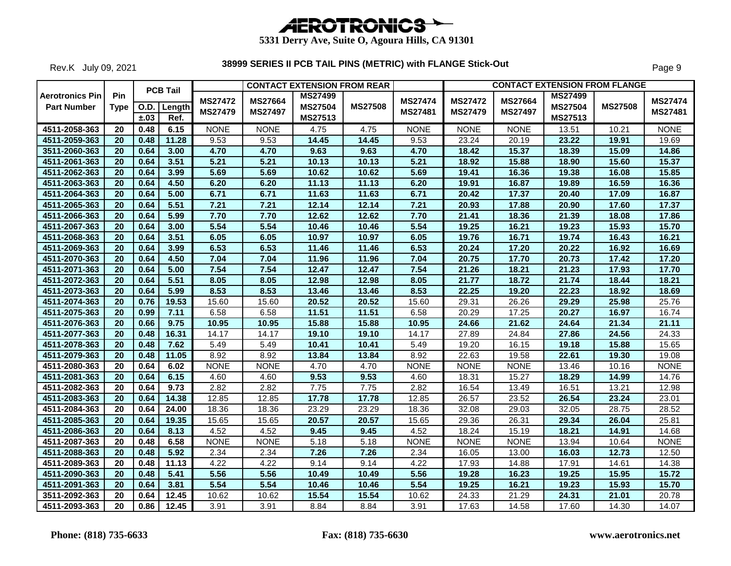# AEROTRONICS

**5331 Derry Ave, Suite O, Agoura Hills, CA 91301**

Rev.K July 09, 2021

**38999 SERIES II PCB TAIL PINS (METRIC) with FLANGE Stick-Out**

| Aerotronics Pin Part Number | Pin Type | PCB Tail O.D. ±.03 | PCB Tail Length Ref. | CONTACT EXTENSION FROM REAR MS27472 MS27479 | MS27664 MS27497 | MS27499 MS27504 MS27513 | MS27508 | MS27474 MS27481 | CONTACT EXTENSION FROM FLANGE MS27472 MS27479 | MS27664 MS27497 | MS27499 MS27504 MS27513 | MS27508 | MS27474 MS27481 |
|---|---|---|---|---|---|---|---|---|---|---|---|---|---|
| 4511-2058-363 | 20 | 0.48 | 6.15 | NONE | NONE | 4.75 | 4.75 | NONE | NONE | NONE | 13.51 | 10.21 | NONE |
| 4511-2059-363 | 20 | 0.48 | 11.28 | 9.53 | 9.53 | 14.45 | 14.45 | 9.53 | 23.24 | 20.19 | 23.22 | 19.91 | 19.69 |
| 3511-2060-363 | 20 | 0.64 | 3.00 | 4.70 | 4.70 | 9.63 | 9.63 | 4.70 | 18.42 | 15.37 | 18.39 | 15.09 | 14.86 |
| 4511-2061-363 | 20 | 0.64 | 3.51 | 5.21 | 5.21 | 10.13 | 10.13 | 5.21 | 18.92 | 15.88 | 18.90 | 15.60 | 15.37 |
| 4511-2062-363 | 20 | 0.64 | 3.99 | 5.69 | 5.69 | 10.62 | 10.62 | 5.69 | 19.41 | 16.36 | 19.38 | 16.08 | 15.85 |
| 4511-2063-363 | 20 | 0.64 | 4.50 | 6.20 | 6.20 | 11.13 | 11.13 | 6.20 | 19.91 | 16.87 | 19.89 | 16.59 | 16.36 |
| 4511-2064-363 | 20 | 0.64 | 5.00 | 6.71 | 6.71 | 11.63 | 11.63 | 6.71 | 20.42 | 17.37 | 20.40 | 17.09 | 16.87 |
| 4511-2065-363 | 20 | 0.64 | 5.51 | 7.21 | 7.21 | 12.14 | 12.14 | 7.21 | 20.93 | 17.88 | 20.90 | 17.60 | 17.37 |
| 4511-2066-363 | 20 | 0.64 | 5.99 | 7.70 | 7.70 | 12.62 | 12.62 | 7.70 | 21.41 | 18.36 | 21.39 | 18.08 | 17.86 |
| 4511-2067-363 | 20 | 0.64 | 3.00 | 5.54 | 5.54 | 10.46 | 10.46 | 5.54 | 19.25 | 16.21 | 19.23 | 15.93 | 15.70 |
| 4511-2068-363 | 20 | 0.64 | 3.51 | 6.05 | 6.05 | 10.97 | 10.97 | 6.05 | 19.76 | 16.71 | 19.74 | 16.43 | 16.21 |
| 4511-2069-363 | 20 | 0.64 | 3.99 | 6.53 | 6.53 | 11.46 | 11.46 | 6.53 | 20.24 | 17.20 | 20.22 | 16.92 | 16.69 |
| 4511-2070-363 | 20 | 0.64 | 4.50 | 7.04 | 7.04 | 11.96 | 11.96 | 7.04 | 20.75 | 17.70 | 20.73 | 17.42 | 17.20 |
| 4511-2071-363 | 20 | 0.64 | 5.00 | 7.54 | 7.54 | 12.47 | 12.47 | 7.54 | 21.26 | 18.21 | 21.23 | 17.93 | 17.70 |
| 4511-2072-363 | 20 | 0.64 | 5.51 | 8.05 | 8.05 | 12.98 | 12.98 | 8.05 | 21.77 | 18.72 | 21.74 | 18.44 | 18.21 |
| 4511-2073-363 | 20 | 0.64 | 5.99 | 8.53 | 8.53 | 13.46 | 13.46 | 8.53 | 22.25 | 19.20 | 22.23 | 18.92 | 18.69 |
| 4511-2074-363 | 20 | 0.76 | 19.53 | 15.60 | 15.60 | 20.52 | 20.52 | 15.60 | 29.31 | 26.26 | 29.29 | 25.98 | 25.76 |
| 4511-2075-363 | 20 | 0.99 | 7.11 | 6.58 | 6.58 | 11.51 | 11.51 | 6.58 | 20.29 | 17.25 | 20.27 | 16.97 | 16.74 |
| 4511-2076-363 | 20 | 0.66 | 9.75 | 10.95 | 10.95 | 15.88 | 15.88 | 10.95 | 24.66 | 21.62 | 24.64 | 21.34 | 21.11 |
| 4511-2077-363 | 20 | 0.48 | 16.31 | 14.17 | 14.17 | 19.10 | 19.10 | 14.17 | 27.89 | 24.84 | 27.86 | 24.56 | 24.33 |
| 4511-2078-363 | 20 | 0.48 | 7.62 | 5.49 | 5.49 | 10.41 | 10.41 | 5.49 | 19.20 | 16.15 | 19.18 | 15.88 | 15.65 |
| 4511-2079-363 | 20 | 0.48 | 11.05 | 8.92 | 8.92 | 13.84 | 13.84 | 8.92 | 22.63 | 19.58 | 22.61 | 19.30 | 19.08 |
| 4511-2080-363 | 20 | 0.64 | 6.02 | NONE | NONE | 4.70 | 4.70 | NONE | NONE | NONE | 13.46 | 10.16 | NONE |
| 4511-2081-363 | 20 | 0.64 | 6.15 | 4.60 | 4.60 | 9.53 | 9.53 | 4.60 | 18.31 | 15.27 | 18.29 | 14.99 | 14.76 |
| 4511-2082-363 | 20 | 0.64 | 9.73 | 2.82 | 2.82 | 7.75 | 7.75 | 2.82 | 16.54 | 13.49 | 16.51 | 13.21 | 12.98 |
| 4511-2083-363 | 20 | 0.64 | 14.38 | 12.85 | 12.85 | 17.78 | 17.78 | 12.85 | 26.57 | 23.52 | 26.54 | 23.24 | 23.01 |
| 4511-2084-363 | 20 | 0.64 | 24.00 | 18.36 | 18.36 | 23.29 | 23.29 | 18.36 | 32.08 | 29.03 | 32.05 | 28.75 | 28.52 |
| 4511-2085-363 | 20 | 0.64 | 19.35 | 15.65 | 15.65 | 20.57 | 20.57 | 15.65 | 29.36 | 26.31 | 29.34 | 26.04 | 25.81 |
| 4511-2086-363 | 20 | 0.64 | 8.13 | 4.52 | 4.52 | 9.45 | 9.45 | 4.52 | 18.24 | 15.19 | 18.21 | 14.91 | 14.68 |
| 4511-2087-363 | 20 | 0.48 | 6.58 | NONE | NONE | 5.18 | 5.18 | NONE | NONE | NONE | 13.94 | 10.64 | NONE |
| 4511-2088-363 | 20 | 0.48 | 5.92 | 2.34 | 2.34 | 7.26 | 7.26 | 2.34 | 16.05 | 13.00 | 16.03 | 12.73 | 12.50 |
| 4511-2089-363 | 20 | 0.48 | 11.13 | 4.22 | 4.22 | 9.14 | 9.14 | 4.22 | 17.93 | 14.88 | 17.91 | 14.61 | 14.38 |
| 4511-2090-363 | 20 | 0.48 | 5.41 | 5.56 | 5.56 | 10.49 | 10.49 | 5.56 | 19.28 | 16.23 | 19.25 | 15.95 | 15.72 |
| 4511-2091-363 | 20 | 0.64 | 3.81 | 5.54 | 5.54 | 10.46 | 10.46 | 5.54 | 19.25 | 16.21 | 19.23 | 15.93 | 15.70 |
| 3511-2092-363 | 20 | 0.64 | 12.45 | 10.62 | 10.62 | 15.54 | 15.54 | 10.62 | 24.33 | 21.29 | 24.31 | 21.01 | 20.78 |
| 4511-2093-363 | 20 | 0.86 | 12.45 | 3.91 | 3.91 | 8.84 | 8.84 | 3.91 | 17.63 | 14.58 | 17.60 | 14.30 | 14.07 |

**Phone: (818) 735-6633** **Fax: (818) 735-6630** **www.aerotronics.net**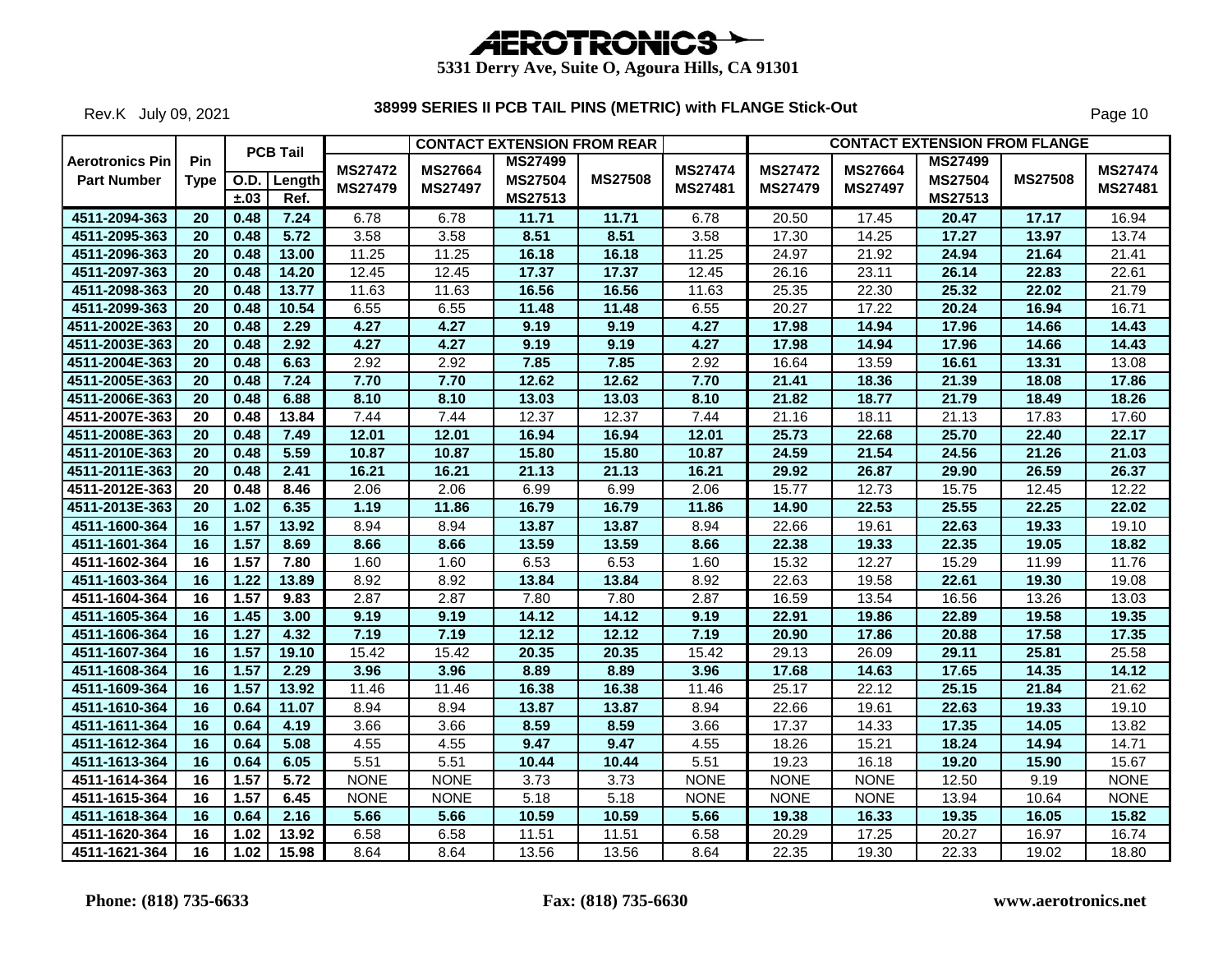# AEROTRONICS

**5331 Derry Ave, Suite O, Agoura Hills, CA 91301**

Rev.K July 09, 2021

## 38999 SERIES II PCB TAIL PINS (METRIC) with FLANGE Stick-Out

| Aerotronics Pin Part Number | Pin Type | PCB Tail O.D. ±.03 | PCB Tail Length Ref. | MS27472 MS27479 | CONTACT EXTENSION FROM REAR MS27664 MS27497 | MS27499 MS27504 MS27513 | MS27508 | MS27474 MS27481 | CONTACT EXTENSION FROM FLANGE MS27472 MS27479 | MS27664 MS27497 | MS27499 MS27504 MS27513 | MS27508 | MS27474 MS27481 |
|---|---|---|---|---|---|---|---|---|---|---|---|---|---|
| 4511-2094-363 | 20 | 0.48 | 7.24 | 6.78 | 6.78 | 11.71 | 11.71 | 6.78 | 20.50 | 17.45 | 20.47 | 17.17 | 16.94 |
| 4511-2095-363 | 20 | 0.48 | 5.72 | 3.58 | 3.58 | 8.51 | 8.51 | 3.58 | 17.30 | 14.25 | 17.27 | 13.97 | 13.74 |
| 4511-2096-363 | 20 | 0.48 | 13.00 | 11.25 | 11.25 | 16.18 | 16.18 | 11.25 | 24.97 | 21.92 | 24.94 | 21.64 | 21.41 |
| 4511-2097-363 | 20 | 0.48 | 14.20 | 12.45 | 12.45 | 17.37 | 17.37 | 12.45 | 26.16 | 23.11 | 26.14 | 22.83 | 22.61 |
| 4511-2098-363 | 20 | 0.48 | 13.77 | 11.63 | 11.63 | 16.56 | 16.56 | 11.63 | 25.35 | 22.30 | 25.32 | 22.02 | 21.79 |
| 4511-2099-363 | 20 | 0.48 | 10.54 | 6.55 | 6.55 | 11.48 | 11.48 | 6.55 | 20.27 | 17.22 | 20.24 | 16.94 | 16.71 |
| 4511-2002E-363 | 20 | 0.48 | 2.29 | 4.27 | 4.27 | 9.19 | 9.19 | 4.27 | 17.98 | 14.94 | 17.96 | 14.66 | 14.43 |
| 4511-2003E-363 | 20 | 0.48 | 2.92 | 4.27 | 4.27 | 9.19 | 9.19 | 4.27 | 17.98 | 14.94 | 17.96 | 14.66 | 14.43 |
| 4511-2004E-363 | 20 | 0.48 | 6.63 | 2.92 | 2.92 | 7.85 | 7.85 | 2.92 | 16.64 | 13.59 | 16.61 | 13.31 | 13.08 |
| 4511-2005E-363 | 20 | 0.48 | 7.24 | 7.70 | 7.70 | 12.62 | 12.62 | 7.70 | 21.41 | 18.36 | 21.39 | 18.08 | 17.86 |
| 4511-2006E-363 | 20 | 0.48 | 6.88 | 8.10 | 8.10 | 13.03 | 13.03 | 8.10 | 21.82 | 18.77 | 21.79 | 18.49 | 18.26 |
| 4511-2007E-363 | 20 | 0.48 | 13.84 | 7.44 | 7.44 | 12.37 | 12.37 | 7.44 | 21.16 | 18.11 | 21.13 | 17.83 | 17.60 |
| 4511-2008E-363 | 20 | 0.48 | 7.49 | 12.01 | 12.01 | 16.94 | 16.94 | 12.01 | 25.73 | 22.68 | 25.70 | 22.40 | 22.17 |
| 4511-2010E-363 | 20 | 0.48 | 5.59 | 10.87 | 10.87 | 15.80 | 15.80 | 10.87 | 24.59 | 21.54 | 24.56 | 21.26 | 21.03 |
| 4511-2011E-363 | 20 | 0.48 | 2.41 | 16.21 | 16.21 | 21.13 | 21.13 | 16.21 | 29.92 | 26.87 | 29.90 | 26.59 | 26.37 |
| 4511-2012E-363 | 20 | 0.48 | 8.46 | 2.06 | 2.06 | 6.99 | 6.99 | 2.06 | 15.77 | 12.73 | 15.75 | 12.45 | 12.22 |
| 4511-2013E-363 | 20 | 1.02 | 6.35 | 1.19 | 11.86 | 16.79 | 16.79 | 11.86 | 14.90 | 22.53 | 25.55 | 22.25 | 22.02 |
| 4511-1600-364 | 16 | 1.57 | 13.92 | 8.94 | 8.94 | 13.87 | 13.87 | 8.94 | 22.66 | 19.61 | 22.63 | 19.33 | 19.10 |
| 4511-1601-364 | 16 | 1.57 | 8.69 | 8.66 | 8.66 | 13.59 | 13.59 | 8.66 | 22.38 | 19.33 | 22.35 | 19.05 | 18.82 |
| 4511-1602-364 | 16 | 1.57 | 7.80 | 1.60 | 1.60 | 6.53 | 6.53 | 1.60 | 15.32 | 12.27 | 15.29 | 11.99 | 11.76 |
| 4511-1603-364 | 16 | 1.22 | 13.89 | 8.92 | 8.92 | 13.84 | 13.84 | 8.92 | 22.63 | 19.58 | 22.61 | 19.30 | 19.08 |
| 4511-1604-364 | 16 | 1.57 | 9.83 | 2.87 | 2.87 | 7.80 | 7.80 | 2.87 | 16.59 | 13.54 | 16.56 | 13.26 | 13.03 |
| 4511-1605-364 | 16 | 1.45 | 3.00 | 9.19 | 9.19 | 14.12 | 14.12 | 9.19 | 22.91 | 19.86 | 22.89 | 19.58 | 19.35 |
| 4511-1606-364 | 16 | 1.27 | 4.32 | 7.19 | 7.19 | 12.12 | 12.12 | 7.19 | 20.90 | 17.86 | 20.88 | 17.58 | 17.35 |
| 4511-1607-364 | 16 | 1.57 | 19.10 | 15.42 | 15.42 | 20.35 | 20.35 | 15.42 | 29.13 | 26.09 | 29.11 | 25.81 | 25.58 |
| 4511-1608-364 | 16 | 1.57 | 2.29 | 3.96 | 3.96 | 8.89 | 8.89 | 3.96 | 17.68 | 14.63 | 17.65 | 14.35 | 14.12 |
| 4511-1609-364 | 16 | 1.57 | 13.92 | 11.46 | 11.46 | 16.38 | 16.38 | 11.46 | 25.17 | 22.12 | 25.15 | 21.84 | 21.62 |
| 4511-1610-364 | 16 | 0.64 | 11.07 | 8.94 | 8.94 | 13.87 | 13.87 | 8.94 | 22.66 | 19.61 | 22.63 | 19.33 | 19.10 |
| 4511-1611-364 | 16 | 0.64 | 4.19 | 3.66 | 3.66 | 8.59 | 8.59 | 3.66 | 17.37 | 14.33 | 17.35 | 14.05 | 13.82 |
| 4511-1612-364 | 16 | 0.64 | 5.08 | 4.55 | 4.55 | 9.47 | 9.47 | 4.55 | 18.26 | 15.21 | 18.24 | 14.94 | 14.71 |
| 4511-1613-364 | 16 | 0.64 | 6.05 | 5.51 | 5.51 | 10.44 | 10.44 | 5.51 | 19.23 | 16.18 | 19.20 | 15.90 | 15.67 |
| 4511-1614-364 | 16 | 1.57 | 5.72 | NONE | NONE | 3.73 | 3.73 | NONE | NONE | NONE | 12.50 | 9.19 | NONE |
| 4511-1615-364 | 16 | 1.57 | 6.45 | NONE | NONE | 5.18 | 5.18 | NONE | NONE | NONE | 13.94 | 10.64 | NONE |
| 4511-1618-364 | 16 | 0.64 | 2.16 | 5.66 | 5.66 | 10.59 | 10.59 | 5.66 | 19.38 | 16.33 | 19.35 | 16.05 | 15.82 |
| 4511-1620-364 | 16 | 1.02 | 13.92 | 6.58 | 6.58 | 11.51 | 11.51 | 6.58 | 20.29 | 17.25 | 20.27 | 16.97 | 16.74 |
| 4511-1621-364 | 16 | 1.02 | 15.98 | 8.64 | 8.64 | 13.56 | 13.56 | 8.64 | 22.35 | 19.30 | 22.33 | 19.02 | 18.80 |

**Phone: (818) 735-6633** **Fax: (818) 735-6630** **www.aerotronics.net**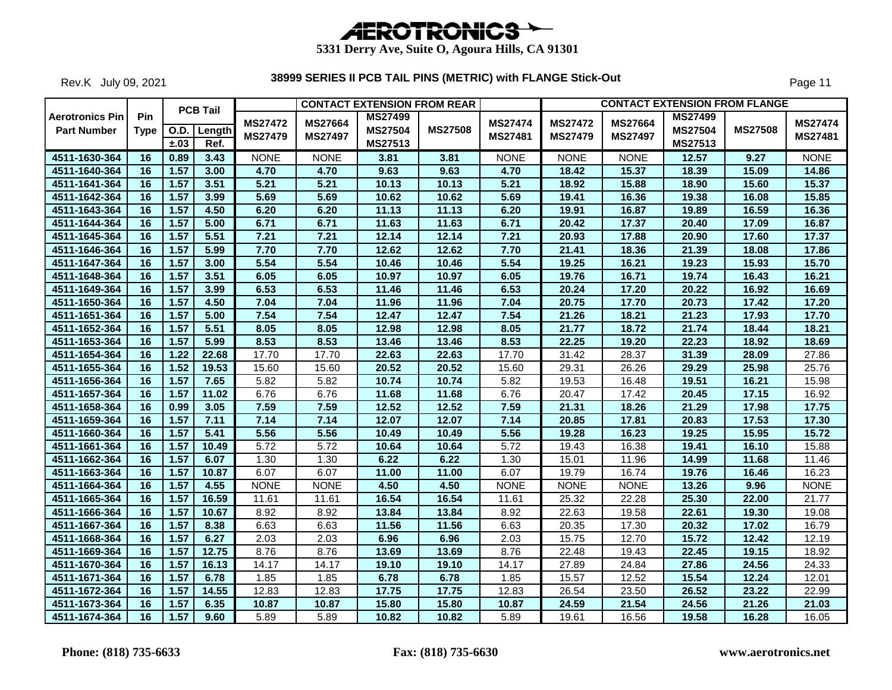# AEROTRONICS

5331 Derry Ave, Suite O, Agoura Hills, CA 91301

Rev.K July 09, 2021

## 38999 SERIES II PCB TAIL PINS (METRIC) with FLANGE Stick-Out

| Aerotronics Pin Part Number | Pin Type | PCB Tail O.D. ±.03 | PCB Tail Length Ref. | CONTACT EXTENSION FROM REAR MS27472 MS27479 | MS27664 MS27497 | MS27499 MS27504 MS27513 | MS27508 | MS27474 MS27481 | CONTACT EXTENSION FROM FLANGE MS27472 MS27479 | MS27664 MS27497 | MS27499 MS27504 MS27513 | MS27508 | MS27474 MS27481 |
|---|---|---|---|---|---|---|---|---|---|---|---|---|---|
| 4511-1630-364 | 16 | 0.89 | 3.43 | NONE | NONE | 3.81 | 3.81 | NONE | NONE | NONE | 12.57 | 9.27 | NONE |
| 4511-1640-364 | 16 | 1.57 | 3.00 | 4.70 | 4.70 | 9.63 | 9.63 | 4.70 | 18.42 | 15.37 | 18.39 | 15.09 | 14.86 |
| 4511-1641-364 | 16 | 1.57 | 3.51 | 5.21 | 5.21 | 10.13 | 10.13 | 5.21 | 18.92 | 15.88 | 18.90 | 15.60 | 15.37 |
| 4511-1642-364 | 16 | 1.57 | 3.99 | 5.69 | 5.69 | 10.62 | 10.62 | 5.69 | 19.41 | 16.36 | 19.38 | 16.08 | 15.85 |
| 4511-1643-364 | 16 | 1.57 | 4.50 | 6.20 | 6.20 | 11.13 | 11.13 | 6.20 | 19.91 | 16.87 | 19.89 | 16.59 | 16.36 |
| 4511-1644-364 | 16 | 1.57 | 5.00 | 6.71 | 6.71 | 11.63 | 11.63 | 6.71 | 20.42 | 17.37 | 20.40 | 17.09 | 16.87 |
| 4511-1645-364 | 16 | 1.57 | 5.51 | 7.21 | 7.21 | 12.14 | 12.14 | 7.21 | 20.93 | 17.88 | 20.90 | 17.60 | 17.37 |
| 4511-1646-364 | 16 | 1.57 | 5.99 | 7.70 | 7.70 | 12.62 | 12.62 | 7.70 | 21.41 | 18.36 | 21.39 | 18.08 | 17.86 |
| 4511-1647-364 | 16 | 1.57 | 3.00 | 5.54 | 5.54 | 10.46 | 10.46 | 5.54 | 19.25 | 16.21 | 19.23 | 15.93 | 15.70 |
| 4511-1648-364 | 16 | 1.57 | 3.51 | 6.05 | 6.05 | 10.97 | 10.97 | 6.05 | 19.76 | 16.71 | 19.74 | 16.43 | 16.21 |
| 4511-1649-364 | 16 | 1.57 | 3.99 | 6.53 | 6.53 | 11.46 | 11.46 | 6.53 | 20.24 | 17.20 | 20.22 | 16.92 | 16.69 |
| 4511-1650-364 | 16 | 1.57 | 4.50 | 7.04 | 7.04 | 11.96 | 11.96 | 7.04 | 20.75 | 17.70 | 20.73 | 17.42 | 17.20 |
| 4511-1651-364 | 16 | 1.57 | 5.00 | 7.54 | 7.54 | 12.47 | 12.47 | 7.54 | 21.26 | 18.21 | 21.23 | 17.93 | 17.70 |
| 4511-1652-364 | 16 | 1.57 | 5.51 | 8.05 | 8.05 | 12.98 | 12.98 | 8.05 | 21.77 | 18.72 | 21.74 | 18.44 | 18.21 |
| 4511-1653-364 | 16 | 1.57 | 5.99 | 8.53 | 8.53 | 13.46 | 13.46 | 8.53 | 22.25 | 19.20 | 22.23 | 18.92 | 18.69 |
| 4511-1654-364 | 16 | 1.22 | 22.68 | 17.70 | 17.70 | 22.63 | 22.63 | 17.70 | 31.42 | 28.37 | 31.39 | 28.09 | 27.86 |
| 4511-1655-364 | 16 | 1.52 | 19.53 | 15.60 | 15.60 | 20.52 | 20.52 | 15.60 | 29.31 | 26.26 | 29.29 | 25.98 | 25.76 |
| 4511-1656-364 | 16 | 1.57 | 7.65 | 5.82 | 5.82 | 10.74 | 10.74 | 5.82 | 19.53 | 16.48 | 19.51 | 16.21 | 15.98 |
| 4511-1657-364 | 16 | 1.57 | 11.02 | 6.76 | 6.76 | 11.68 | 11.68 | 6.76 | 20.47 | 17.42 | 20.45 | 17.15 | 16.92 |
| 4511-1658-364 | 16 | 0.99 | 3.05 | 7.59 | 7.59 | 12.52 | 12.52 | 7.59 | 21.31 | 18.26 | 21.29 | 17.98 | 17.75 |
| 4511-1659-364 | 16 | 1.57 | 7.11 | 7.14 | 7.14 | 12.07 | 12.07 | 7.14 | 20.85 | 17.81 | 20.83 | 17.53 | 17.30 |
| 4511-1660-364 | 16 | 1.57 | 5.41 | 5.56 | 5.56 | 10.49 | 10.49 | 5.56 | 19.28 | 16.23 | 19.25 | 15.95 | 15.72 |
| 4511-1661-364 | 16 | 1.57 | 10.49 | 5.72 | 5.72 | 10.64 | 10.64 | 5.72 | 19.43 | 16.38 | 19.41 | 16.10 | 15.88 |
| 4511-1662-364 | 16 | 1.57 | 6.07 | 1.30 | 1.30 | 6.22 | 6.22 | 1.30 | 15.01 | 11.96 | 14.99 | 11.68 | 11.46 |
| 4511-1663-364 | 16 | 1.57 | 10.87 | 6.07 | 6.07 | 11.00 | 11.00 | 6.07 | 19.79 | 16.74 | 19.76 | 16.46 | 16.23 |
| 4511-1664-364 | 16 | 1.57 | 4.55 | NONE | NONE | 4.50 | 4.50 | NONE | NONE | NONE | 13.26 | 9.96 | NONE |
| 4511-1665-364 | 16 | 1.57 | 16.59 | 11.61 | 11.61 | 16.54 | 16.54 | 11.61 | 25.32 | 22.28 | 25.30 | 22.00 | 21.77 |
| 4511-1666-364 | 16 | 1.57 | 10.67 | 8.92 | 8.92 | 13.84 | 13.84 | 8.92 | 22.63 | 19.58 | 22.61 | 19.30 | 19.08 |
| 4511-1667-364 | 16 | 1.57 | 8.38 | 6.63 | 6.63 | 11.56 | 11.56 | 6.63 | 20.35 | 17.30 | 20.32 | 17.02 | 16.79 |
| 4511-1668-364 | 16 | 1.57 | 6.27 | 2.03 | 2.03 | 6.96 | 6.96 | 2.03 | 15.75 | 12.70 | 15.72 | 12.42 | 12.19 |
| 4511-1669-364 | 16 | 1.57 | 12.75 | 8.76 | 8.76 | 13.69 | 13.69 | 8.76 | 22.48 | 19.43 | 22.45 | 19.15 | 18.92 |
| 4511-1670-364 | 16 | 1.57 | 16.13 | 14.17 | 14.17 | 19.10 | 19.10 | 14.17 | 27.89 | 24.84 | 27.86 | 24.56 | 24.33 |
| 4511-1671-364 | 16 | 1.57 | 6.78 | 1.85 | 1.85 | 6.78 | 6.78 | 1.85 | 15.57 | 12.52 | 15.54 | 12.24 | 12.01 |
| 4511-1672-364 | 16 | 1.57 | 14.55 | 12.83 | 12.83 | 17.75 | 17.75 | 12.83 | 26.54 | 23.50 | 26.52 | 23.22 | 22.99 |
| 4511-1673-364 | 16 | 1.57 | 6.35 | 10.87 | 10.87 | 15.80 | 15.80 | 10.87 | 24.59 | 21.54 | 24.56 | 21.26 | 21.03 |
| 4511-1674-364 | 16 | 1.57 | 9.60 | 5.89 | 5.89 | 10.82 | 10.82 | 5.89 | 19.61 | 16.56 | 19.58 | 16.28 | 16.05 |

**Phone: (818) 735-6633** **Fax: (818) 735-6630** **www.aerotronics.net**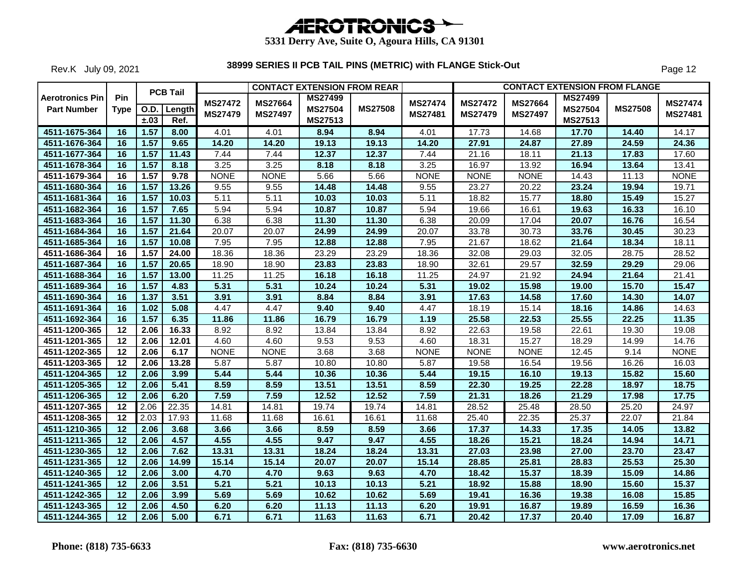# AEROTRONICS

**5331 Derry Ave, Suite O, Agoura Hills, CA 91301**

Rev.K July 09, 2021

**38999 SERIES II PCB TAIL PINS (METRIC) with FLANGE Stick-Out**

| Aerotronics Pin Part Number | Pin Type | PCB Tail O.D. ±.03 | PCB Tail Length Ref. | CONTACT EXTENSION FROM REAR MS27472 MS27479 | MS27664 MS27497 | MS27499 MS27504 MS27513 | MS27508 | MS27474 MS27481 | CONTACT EXTENSION FROM FLANGE MS27472 MS27479 | MS27664 MS27497 | MS27499 MS27504 MS27513 | MS27508 | MS27474 MS27481 |
|---|---|---|---|---|---|---|---|---|---|---|---|---|---|
| 4511-1675-364 | 16 | 1.57 | 8.00 | 4.01 | 4.01 | 8.94 | 8.94 | 4.01 | 17.73 | 14.68 | 17.70 | 14.40 | 14.17 |
| 4511-1676-364 | 16 | 1.57 | 9.65 | 14.20 | 14.20 | 19.13 | 19.13 | 14.20 | 27.91 | 24.87 | 27.89 | 24.59 | 24.36 |
| 4511-1677-364 | 16 | 1.57 | 11.43 | 7.44 | 7.44 | 12.37 | 12.37 | 7.44 | 21.16 | 18.11 | 21.13 | 17.83 | 17.60 |
| 4511-1678-364 | 16 | 1.57 | 8.18 | 3.25 | 3.25 | 8.18 | 8.18 | 3.25 | 16.97 | 13.92 | 16.94 | 13.64 | 13.41 |
| 4511-1679-364 | 16 | 1.57 | 9.78 | NONE | NONE | 5.66 | 5.66 | NONE | NONE | NONE | 14.43 | 11.13 | NONE |
| 4511-1680-364 | 16 | 1.57 | 13.26 | 9.55 | 9.55 | 14.48 | 14.48 | 9.55 | 23.27 | 20.22 | 23.24 | 19.94 | 19.71 |
| 4511-1681-364 | 16 | 1.57 | 10.03 | 5.11 | 5.11 | 10.03 | 10.03 | 5.11 | 18.82 | 15.77 | 18.80 | 15.49 | 15.27 |
| 4511-1682-364 | 16 | 1.57 | 7.65 | 5.94 | 5.94 | 10.87 | 10.87 | 5.94 | 19.66 | 16.61 | 19.63 | 16.33 | 16.10 |
| 4511-1683-364 | 16 | 1.57 | 11.30 | 6.38 | 6.38 | 11.30 | 11.30 | 6.38 | 20.09 | 17.04 | 20.07 | 16.76 | 16.54 |
| 4511-1684-364 | 16 | 1.57 | 21.64 | 20.07 | 20.07 | 24.99 | 24.99 | 20.07 | 33.78 | 30.73 | 33.76 | 30.45 | 30.23 |
| 4511-1685-364 | 16 | 1.57 | 10.08 | 7.95 | 7.95 | 12.88 | 12.88 | 7.95 | 21.67 | 18.62 | 21.64 | 18.34 | 18.11 |
| 4511-1686-364 | 16 | 1.57 | 24.00 | 18.36 | 18.36 | 23.29 | 23.29 | 18.36 | 32.08 | 29.03 | 32.05 | 28.75 | 28.52 |
| 4511-1687-364 | 16 | 1.57 | 20.65 | 18.90 | 18.90 | 23.83 | 23.83 | 18.90 | 32.61 | 29.57 | 32.59 | 29.29 | 29.06 |
| 4511-1688-364 | 16 | 1.57 | 13.00 | 11.25 | 11.25 | 16.18 | 16.18 | 11.25 | 24.97 | 21.92 | 24.94 | 21.64 | 21.41 |
| 4511-1689-364 | 16 | 1.57 | 4.83 | 5.31 | 5.31 | 10.24 | 10.24 | 5.31 | 19.02 | 15.98 | 19.00 | 15.70 | 15.47 |
| 4511-1690-364 | 16 | 1.37 | 3.51 | 3.91 | 3.91 | 8.84 | 8.84 | 3.91 | 17.63 | 14.58 | 17.60 | 14.30 | 14.07 |
| 4511-1691-364 | 16 | 1.02 | 5.08 | 4.47 | 4.47 | 9.40 | 9.40 | 4.47 | 18.19 | 15.14 | 18.16 | 14.86 | 14.63 |
| 4511-1692-364 | 16 | 1.57 | 6.35 | 11.86 | 11.86 | 16.79 | 16.79 | 1.19 | 25.58 | 22.53 | 25.55 | 22.25 | 11.35 |
| 4511-1200-365 | 12 | 2.06 | 16.33 | 8.92 | 8.92 | 13.84 | 13.84 | 8.92 | 22.63 | 19.58 | 22.61 | 19.30 | 19.08 |
| 4511-1201-365 | 12 | 2.06 | 12.01 | 4.60 | 4.60 | 9.53 | 9.53 | 4.60 | 18.31 | 15.27 | 18.29 | 14.99 | 14.76 |
| 4511-1202-365 | 12 | 2.06 | 6.17 | NONE | NONE | 3.68 | 3.68 | NONE | NONE | NONE | 12.45 | 9.14 | NONE |
| 4511-1203-365 | 12 | 2.06 | 13.28 | 5.87 | 5.87 | 10.80 | 10.80 | 5.87 | 19.58 | 16.54 | 19.56 | 16.26 | 16.03 |
| 4511-1204-365 | 12 | 2.06 | 3.99 | 5.44 | 5.44 | 10.36 | 10.36 | 5.44 | 19.15 | 16.10 | 19.13 | 15.82 | 15.60 |
| 4511-1205-365 | 12 | 2.06 | 5.41 | 8.59 | 8.59 | 13.51 | 13.51 | 8.59 | 22.30 | 19.25 | 22.28 | 18.97 | 18.75 |
| 4511-1206-365 | 12 | 2.06 | 6.20 | 7.59 | 7.59 | 12.52 | 12.52 | 7.59 | 21.31 | 18.26 | 21.29 | 17.98 | 17.75 |
| 4511-1207-365 | 12 | 2.06 | 22.35 | 14.81 | 14.81 | 19.74 | 19.74 | 14.81 | 28.52 | 25.48 | 28.50 | 25.20 | 24.97 |
| 4511-1208-365 | 12 | 2.03 | 17.93 | 11.68 | 11.68 | 16.61 | 16.61 | 11.68 | 25.40 | 22.35 | 25.37 | 22.07 | 21.84 |
| 4511-1210-365 | 12 | 2.06 | 3.68 | 3.66 | 3.66 | 8.59 | 8.59 | 3.66 | 17.37 | 14.33 | 17.35 | 14.05 | 13.82 |
| 4511-1211-365 | 12 | 2.06 | 4.57 | 4.55 | 4.55 | 9.47 | 9.47 | 4.55 | 18.26 | 15.21 | 18.24 | 14.94 | 14.71 |
| 4511-1230-365 | 12 | 2.06 | 7.62 | 13.31 | 13.31 | 18.24 | 18.24 | 13.31 | 27.03 | 23.98 | 27.00 | 23.70 | 23.47 |
| 4511-1231-365 | 12 | 2.06 | 14.99 | 15.14 | 15.14 | 20.07 | 20.07 | 15.14 | 28.85 | 25.81 | 28.83 | 25.53 | 25.30 |
| 4511-1240-365 | 12 | 2.06 | 3.00 | 4.70 | 4.70 | 9.63 | 9.63 | 4.70 | 18.42 | 15.37 | 18.39 | 15.09 | 14.86 |
| 4511-1241-365 | 12 | 2.06 | 3.51 | 5.21 | 5.21 | 10.13 | 10.13 | 5.21 | 18.92 | 15.88 | 18.90 | 15.60 | 15.37 |
| 4511-1242-365 | 12 | 2.06 | 3.99 | 5.69 | 5.69 | 10.62 | 10.62 | 5.69 | 19.41 | 16.36 | 19.38 | 16.08 | 15.85 |
| 4511-1243-365 | 12 | 2.06 | 4.50 | 6.20 | 6.20 | 11.13 | 11.13 | 6.20 | 19.91 | 16.87 | 19.89 | 16.59 | 16.36 |
| 4511-1244-365 | 12 | 2.06 | 5.00 | 6.71 | 6.71 | 11.63 | 11.63 | 6.71 | 20.42 | 17.37 | 20.40 | 17.09 | 16.87 |

**Phone: (818) 735-6633** **Fax: (818) 735-6630** **www.aerotronics.net**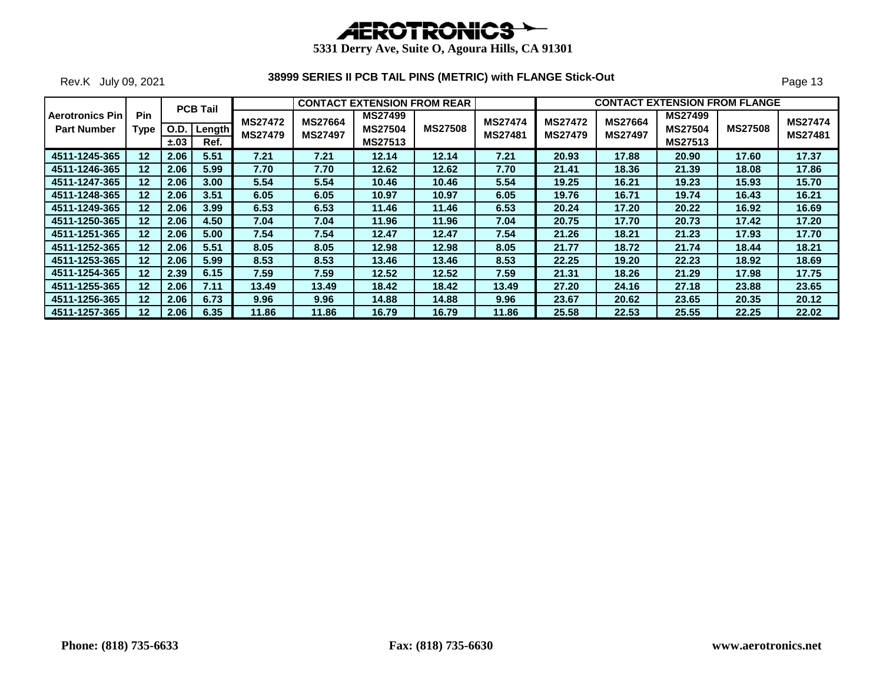# AEROTRONICS

**5331 Derry Ave, Suite O, Agoura Hills, CA 91301**

Rev.K July 09, 2021

## 38999 SERIES II PCB TAIL PINS (METRIC) with FLANGE Stick-Out

| Aerotronics Pin Part Number | Pin Type | PCB Tail O.D. ±.03 | PCB Tail Length Ref. | CONTACT EXTENSION FROM REAR MS27472 MS27479 | MS27664 MS27497 | MS27499 MS27504 MS27513 | MS27508 | MS27474 MS27481 | CONTACT EXTENSION FROM FLANGE MS27472 MS27479 | MS27664 MS27497 | MS27499 MS27504 MS27513 | MS27508 | MS27474 MS27481 |
|---|---|---|---|---|---|---|---|---|---|---|---|---|---|
| 4511-1245-365 | 12 | 2.06 | 5.51 | 7.21 | 7.21 | 12.14 | 12.14 | 7.21 | 20.93 | 17.88 | 20.90 | 17.60 | 17.37 |
| 4511-1246-365 | 12 | 2.06 | 5.99 | 7.70 | 7.70 | 12.62 | 12.62 | 7.70 | 21.41 | 18.36 | 21.39 | 18.08 | 17.86 |
| 4511-1247-365 | 12 | 2.06 | 3.00 | 5.54 | 5.54 | 10.46 | 10.46 | 5.54 | 19.25 | 16.21 | 19.23 | 15.93 | 15.70 |
| 4511-1248-365 | 12 | 2.06 | 3.51 | 6.05 | 6.05 | 10.97 | 10.97 | 6.05 | 19.76 | 16.71 | 19.74 | 16.43 | 16.21 |
| 4511-1249-365 | 12 | 2.06 | 3.99 | 6.53 | 6.53 | 11.46 | 11.46 | 6.53 | 20.24 | 17.20 | 20.22 | 16.92 | 16.69 |
| 4511-1250-365 | 12 | 2.06 | 4.50 | 7.04 | 7.04 | 11.96 | 11.96 | 7.04 | 20.75 | 17.70 | 20.73 | 17.42 | 17.20 |
| 4511-1251-365 | 12 | 2.06 | 5.00 | 7.54 | 7.54 | 12.47 | 12.47 | 7.54 | 21.26 | 18.21 | 21.23 | 17.93 | 17.70 |
| 4511-1252-365 | 12 | 2.06 | 5.51 | 8.05 | 8.05 | 12.98 | 12.98 | 8.05 | 21.77 | 18.72 | 21.74 | 18.44 | 18.21 |
| 4511-1253-365 | 12 | 2.06 | 5.99 | 8.53 | 8.53 | 13.46 | 13.46 | 8.53 | 22.25 | 19.20 | 22.23 | 18.92 | 18.69 |
| 4511-1254-365 | 12 | 2.39 | 6.15 | 7.59 | 7.59 | 12.52 | 12.52 | 7.59 | 21.31 | 18.26 | 21.29 | 17.98 | 17.75 |
| 4511-1255-365 | 12 | 2.06 | 7.11 | 13.49 | 13.49 | 18.42 | 18.42 | 13.49 | 27.20 | 24.16 | 27.18 | 23.88 | 23.65 |
| 4511-1256-365 | 12 | 2.06 | 6.73 | 9.96 | 9.96 | 14.88 | 14.88 | 9.96 | 23.67 | 20.62 | 23.65 | 20.35 | 20.12 |
| 4511-1257-365 | 12 | 2.06 | 6.35 | 11.86 | 11.86 | 16.79 | 16.79 | 11.86 | 25.58 | 22.53 | 25.55 | 22.25 | 22.02 |

**Phone: (818) 735-6633** **Fax: (818) 735-6630** **www.aerotronics.net**